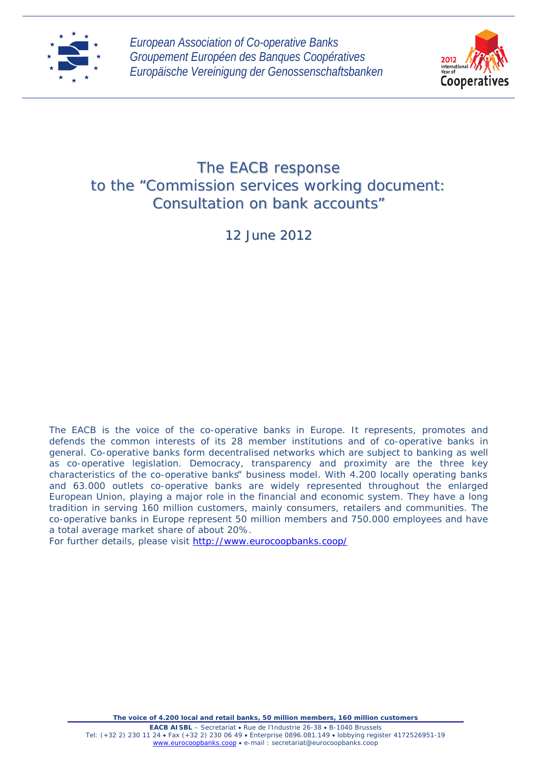*European Association of Co-operative Banks*
*Groupement Européen des Banques Coopératives*
*Europäische Vereinigung der Genossenschaftsbanken*

2012 International Year of Cooperatives

# The EACB response to the "Commission services working document: Consultation on bank accounts"

12 June 2012

The EACB is the voice of the co-operative banks in Europe. It represents, promotes and defends the common interests of its 28 member institutions and of co-operative banks in general. Co-operative banks form decentralised networks which are subject to banking as well as co-operative legislation. Democracy, transparency and proximity are the three key characteristics of the co-operative banks" business model. With 4.200 locally operating banks and 63.000 outlets co-operative banks are widely represented throughout the enlarged European Union, playing a major role in the financial and economic system. They have a long tradition in serving 160 million customers, mainly consumers, retailers and communities. The co-operative banks in Europe represent 50 million members and 750.000 employees and have a total average market share of about 20%.
For further details, please visit http://www.eurocoopbanks.coop/

**The voice of 4.200 local and retail banks, 50 million members, 160 million customers**

**EACB AISBL** – Secretariat • Rue de l'Industrie 26-38 • B-1040 Brussels
Tel: (+32 2) 230 11 24 • Fax (+32 2) 230 06 49 • Enterprise 0896.081.149 • lobbying register 4172526951-19
www.eurocoopbanks.coop • e-mail : secretariat@eurocoopbanks.coop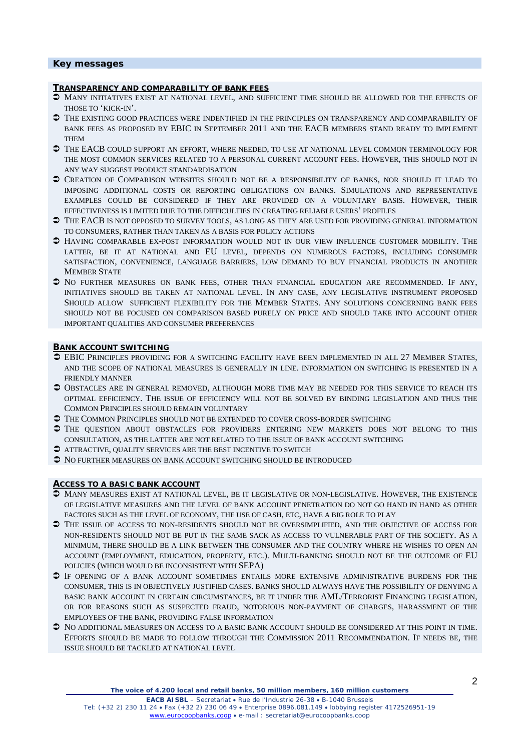## Key messages

**TRANSPARENCY AND COMPARABILITY OF BANK FEES**

- MANY INITIATIVES EXIST AT NATIONAL LEVEL, AND SUFFICIENT TIME SHOULD BE ALLOWED FOR THE EFFECTS OF THOSE TO 'KICK-IN'.
- THE EXISTING GOOD PRACTICES WERE INDENTIFIED IN THE PRINCIPLES ON TRANSPARENCY AND COMPARABILITY OF BANK FEES AS PROPOSED BY EBIC IN SEPTEMBER 2011 AND THE EACB MEMBERS STAND READY TO IMPLEMENT THEM
- THE EACB COULD SUPPORT AN EFFORT, WHERE NEEDED, TO USE AT NATIONAL LEVEL COMMON TERMINOLOGY FOR THE MOST COMMON SERVICES RELATED TO A PERSONAL CURRENT ACCOUNT FEES. HOWEVER, THIS SHOULD NOT IN ANY WAY SUGGEST PRODUCT STANDARDISATION
- CREATION OF COMPARISON WEBSITES SHOULD NOT BE A RESPONSIBILITY OF BANKS, NOR SHOULD IT LEAD TO IMPOSING ADDITIONAL COSTS OR REPORTING OBLIGATIONS ON BANKS. SIMULATIONS AND REPRESENTATIVE EXAMPLES COULD BE CONSIDERED IF THEY ARE PROVIDED ON A VOLUNTARY BASIS. HOWEVER, THEIR EFFECTIVENESS IS LIMITED DUE TO THE DIFFICULTIES IN CREATING RELIABLE USERS' PROFILES
- THE EACB IS NOT OPPOSED TO SURVEY TOOLS, AS LONG AS THEY ARE USED FOR PROVIDING GENERAL INFORMATION TO CONSUMERS, RATHER THAN TAKEN AS A BASIS FOR POLICY ACTIONS
- HAVING COMPARABLE EX-POST INFORMATION WOULD NOT IN OUR VIEW INFLUENCE CUSTOMER MOBILITY. THE LATTER, BE IT AT NATIONAL AND EU LEVEL, DEPENDS ON NUMEROUS FACTORS, INCLUDING CONSUMER SATISFACTION, CONVENIENCE, LANGUAGE BARRIERS, LOW DEMAND TO BUY FINANCIAL PRODUCTS IN ANOTHER MEMBER STATE
- NO FURTHER MEASURES ON BANK FEES, OTHER THAN FINANCIAL EDUCATION ARE RECOMMENDED. IF ANY, INITIATIVES SHOULD BE TAKEN AT NATIONAL LEVEL. IN ANY CASE, ANY LEGISLATIVE INSTRUMENT PROPOSED SHOULD ALLOW SUFFICIENT FLEXIBILITY FOR THE MEMBER STATES. ANY SOLUTIONS CONCERNING BANK FEES SHOULD NOT BE FOCUSED ON COMPARISON BASED PURELY ON PRICE AND SHOULD TAKE INTO ACCOUNT OTHER IMPORTANT QUALITIES AND CONSUMER PREFERENCES

**BANK ACCOUNT SWITCHING**

- EBIC PRINCIPLES PROVIDING FOR A SWITCHING FACILITY HAVE BEEN IMPLEMENTED IN ALL 27 MEMBER STATES, AND THE SCOPE OF NATIONAL MEASURES IS GENERALLY IN LINE. INFORMATION ON SWITCHING IS PRESENTED IN A FRIENDLY MANNER
- OBSTACLES ARE IN GENERAL REMOVED, ALTHOUGH MORE TIME MAY BE NEEDED FOR THIS SERVICE TO REACH ITS OPTIMAL EFFICIENCY. THE ISSUE OF EFFICIENCY WILL NOT BE SOLVED BY BINDING LEGISLATION AND THUS THE COMMON PRINCIPLES SHOULD REMAIN VOLUNTARY
- THE COMMON PRINCIPLES SHOULD NOT BE EXTENDED TO COVER CROSS-BORDER SWITCHING
- THE QUESTION ABOUT OBSTACLES FOR PROVIDERS ENTERING NEW MARKETS DOES NOT BELONG TO THIS CONSULTATION, AS THE LATTER ARE NOT RELATED TO THE ISSUE OF BANK ACCOUNT SWITCHING
- ATTRACTIVE, QUALITY SERVICES ARE THE BEST INCENTIVE TO SWITCH
- NO FURTHER MEASURES ON BANK ACCOUNT SWITCHING SHOULD BE INTRODUCED

**ACCESS TO A BASIC BANK ACCOUNT**

- MANY MEASURES EXIST AT NATIONAL LEVEL, BE IT LEGISLATIVE OR NON-LEGISLATIVE. HOWEVER, THE EXISTENCE OF LEGISLATIVE MEASURES AND THE LEVEL OF BANK ACCOUNT PENETRATION DO NOT GO HAND IN HAND AS OTHER FACTORS SUCH AS THE LEVEL OF ECONOMY, THE USE OF CASH, ETC, HAVE A BIG ROLE TO PLAY
- THE ISSUE OF ACCESS TO NON-RESIDENTS SHOULD NOT BE OVERSIMPLIFIED, AND THE OBJECTIVE OF ACCESS FOR NON-RESIDENTS SHOULD NOT BE PUT IN THE SAME SACK AS ACCESS TO VULNERABLE PART OF THE SOCIETY. AS A MINIMUM, THERE SHOULD BE A LINK BETWEEN THE CONSUMER AND THE COUNTRY WHERE HE WISHES TO OPEN AN ACCOUNT (EMPLOYMENT, EDUCATION, PROPERTY, ETC.). MULTI-BANKING SHOULD NOT BE THE OUTCOME OF EU POLICIES (WHICH WOULD BE INCONSISTENT WITH SEPA)
- IF OPENING OF A BANK ACCOUNT SOMETIMES ENTAILS MORE EXTENSIVE ADMINISTRATIVE BURDENS FOR THE CONSUMER, THIS IS IN OBJECTIVELY JUSTIFIED CASES. BANKS SHOULD ALWAYS HAVE THE POSSIBILITY OF DENYING A BASIC BANK ACCOUNT IN CERTAIN CIRCUMSTANCES, BE IT UNDER THE AML/TERRORIST FINANCING LEGISLATION, OR FOR REASONS SUCH AS SUSPECTED FRAUD, NOTORIOUS NON-PAYMENT OF CHARGES, HARASSMENT OF THE EMPLOYEES OF THE BANK, PROVIDING FALSE INFORMATION
- NO ADDITIONAL MEASURES ON ACCESS TO A BASIC BANK ACCOUNT SHOULD BE CONSIDERED AT THIS POINT IN TIME. EFFORTS SHOULD BE MADE TO FOLLOW THROUGH THE COMMISSION 2011 RECOMMENDATION. IF NEEDS BE, THE ISSUE SHOULD BE TACKLED AT NATIONAL LEVEL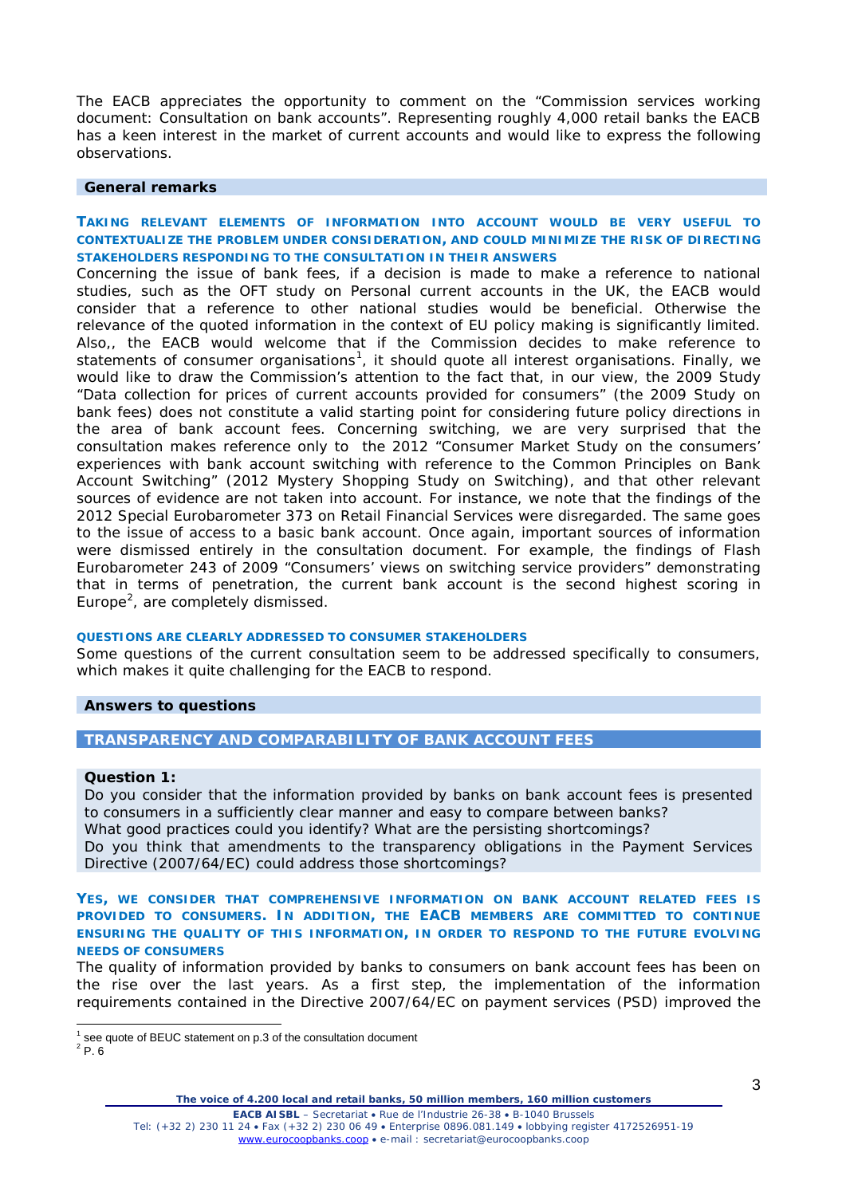The EACB appreciates the opportunity to comment on the "Commission services working document: Consultation on bank accounts". Representing roughly 4,000 retail banks the EACB has a keen interest in the market of current accounts and would like to express the following observations.

## General remarks

**TAKING RELEVANT ELEMENTS OF INFORMATION INTO ACCOUNT WOULD BE VERY USEFUL TO CONTEXTUALIZE THE PROBLEM UNDER CONSIDERATION, AND COULD MINIMIZE THE RISK OF DIRECTING STAKEHOLDERS RESPONDING TO THE CONSULTATION IN THEIR ANSWERS**

Concerning the issue of bank fees, if a decision is made to make a reference to national studies, such as the OFT study on Personal current accounts in the UK, the EACB would consider that a reference to other national studies would be beneficial. Otherwise the relevance of the quoted information in the context of EU policy making is significantly limited. Also,, the EACB would welcome that if the Commission decides to make reference to statements of consumer organisations[1], it should quote all interest organisations. Finally, we would like to draw the Commission's attention to the fact that, in our view, the 2009 Study "Data collection for prices of current accounts provided for consumers" (the 2009 Study on bank fees) does not constitute a valid starting point for considering future policy directions in the area of bank account fees. Concerning switching, we are very surprised that the consultation makes reference only to the 2012 "Consumer Market Study on the consumers' experiences with bank account switching with reference to the Common Principles on Bank Account Switching" (2012 Mystery Shopping Study on Switching), and that other relevant sources of evidence are not taken into account. For instance, we note that the findings of the 2012 Special Eurobarometer 373 on Retail Financial Services were disregarded. The same goes to the issue of access to a basic bank account. Once again, important sources of information were dismissed entirely in the consultation document. For example, the findings of Flash Eurobarometer 243 of 2009 "Consumers' views on switching service providers" demonstrating that in terms of penetration, the current bank account is the second highest scoring in Europe[2], are completely dismissed.

**QUESTIONS ARE CLEARLY ADDRESSED TO CONSUMER STAKEHOLDERS**

Some questions of the current consultation seem to be addressed specifically to consumers, which makes it quite challenging for the EACB to respond.

## Answers to questions

### TRANSPARENCY AND COMPARABILITY OF BANK ACCOUNT FEES

**Question 1:**

Do you consider that the information provided by banks on bank account fees is presented to consumers in a sufficiently clear manner and easy to compare between banks?
What good practices could you identify? What are the persisting shortcomings?
Do you think that amendments to the transparency obligations in the Payment Services Directive (2007/64/EC) could address those shortcomings?

**YES, WE CONSIDER THAT COMPREHENSIVE INFORMATION ON BANK ACCOUNT RELATED FEES IS PROVIDED TO CONSUMERS. IN ADDITION, THE EACB MEMBERS ARE COMMITTED TO CONTINUE ENSURING THE QUALITY OF THIS INFORMATION, IN ORDER TO RESPOND TO THE FUTURE EVOLVING NEEDS OF CONSUMERS**

The quality of information provided by banks to consumers on bank account fees has been on the rise over the last years. As a first step, the implementation of the information requirements contained in the Directive 2007/64/EC on payment services (PSD) improved the

---

[1] see quote of BEUC statement on p.3 of the consultation document

[2] P. 6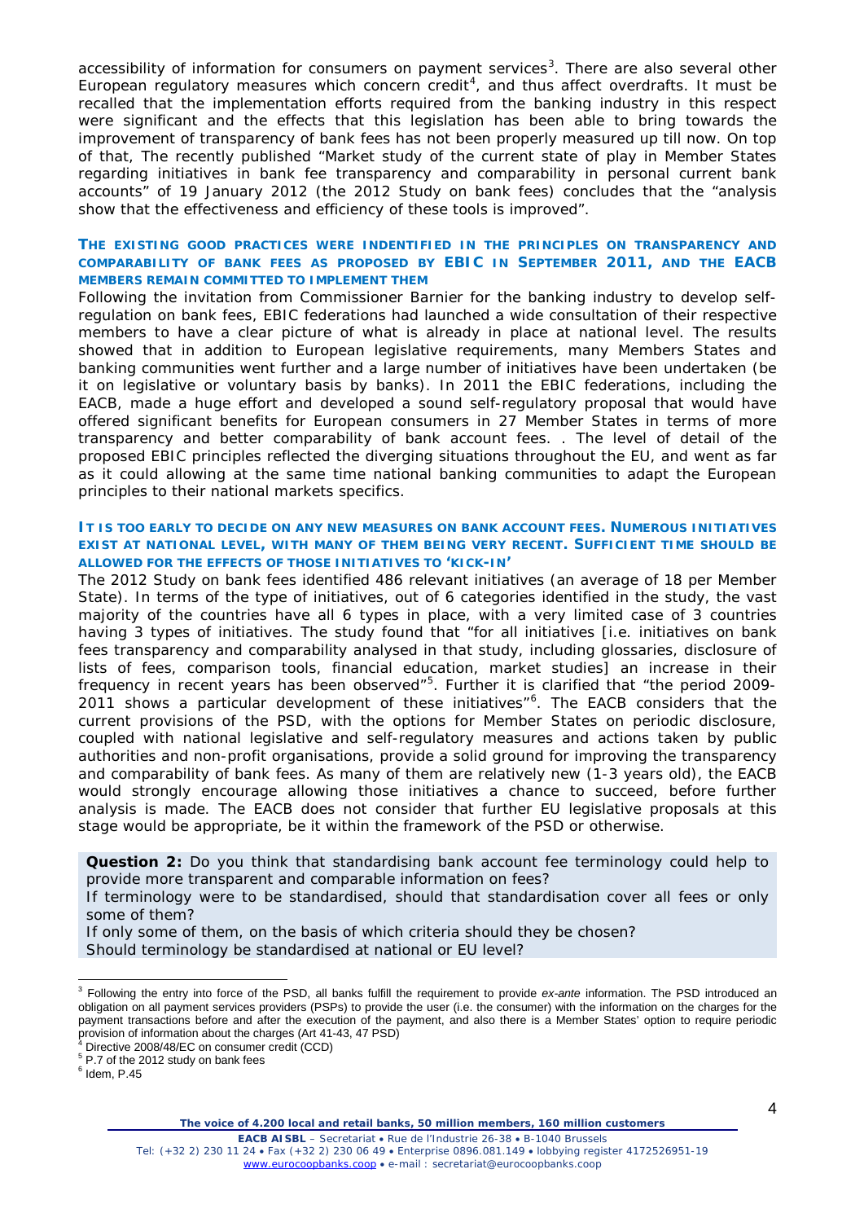accessibility of information for consumers on payment services[3]. There are also several other European regulatory measures which concern credit[4], and thus affect overdrafts. It must be recalled that the implementation efforts required from the banking industry in this respect were significant and the effects that this legislation has been able to bring towards the improvement of transparency of bank fees has not been properly measured up till now. On top of that, The recently published "Market study of the current state of play in Member States regarding initiatives in bank fee transparency and comparability in personal current bank accounts" of 19 January 2012 (the 2012 Study on bank fees) concludes that the "analysis show that the effectiveness and efficiency of these tools is improved".

### THE EXISTING GOOD PRACTICES WERE INDENTIFIED IN THE PRINCIPLES ON TRANSPARENCY AND COMPARABILITY OF BANK FEES AS PROPOSED BY EBIC IN SEPTEMBER 2011, AND THE EACB MEMBERS REMAIN COMMITTED TO IMPLEMENT THEM

Following the invitation from Commissioner Barnier for the banking industry to develop self-regulation on bank fees, EBIC federations had launched a wide consultation of their respective members to have a clear picture of what is already in place at national level. The results showed that in addition to European legislative requirements, many Members States and banking communities went further and a large number of initiatives have been undertaken (be it on legislative or voluntary basis by banks). In 2011 the EBIC federations, including the EACB, made a huge effort and developed a sound self-regulatory proposal that would have offered significant benefits for European consumers in 27 Member States in terms of more transparency and better comparability of bank account fees. . The level of detail of the proposed EBIC principles reflected the diverging situations throughout the EU, and went as far as it could allowing at the same time national banking communities to adapt the European principles to their national markets specifics.

### IT IS TOO EARLY TO DECIDE ON ANY NEW MEASURES ON BANK ACCOUNT FEES. NUMEROUS INITIATIVES EXIST AT NATIONAL LEVEL, WITH MANY OF THEM BEING VERY RECENT. SUFFICIENT TIME SHOULD BE ALLOWED FOR THE EFFECTS OF THOSE INITIATIVES TO 'KICK-IN'

The 2012 Study on bank fees identified 486 relevant initiatives (an average of 18 per Member State). In terms of the type of initiatives, out of 6 categories identified in the study, the vast majority of the countries have all 6 types in place, with a very limited case of 3 countries having 3 types of initiatives. The study found that "for all initiatives [i.e. initiatives on bank fees transparency and comparability analysed in that study, including glossaries, disclosure of lists of fees, comparison tools, financial education, market studies] an increase in their frequency in recent years has been observed"[5]. Further it is clarified that "the period 2009-2011 shows a particular development of these initiatives"[6]. The EACB considers that the current provisions of the PSD, with the options for Member States on periodic disclosure, coupled with national legislative and self-regulatory measures and actions taken by public authorities and non-profit organisations, provide a solid ground for improving the transparency and comparability of bank fees. As many of them are relatively new (1-3 years old), the EACB would strongly encourage allowing those initiatives a chance to succeed, before further analysis is made. The EACB does not consider that further EU legislative proposals at this stage would be appropriate, be it within the framework of the PSD or otherwise.

**Question 2:** Do you think that standardising bank account fee terminology could help to provide more transparent and comparable information on fees?
If terminology were to be standardised, should that standardisation cover all fees or only some of them?
If only some of them, on the basis of which criteria should they be chosen?
Should terminology be standardised at national or EU level?

---

[3] Following the entry into force of the PSD, all banks fulfill the requirement to provide *ex-ante* information. The PSD introduced an obligation on all payment services providers (PSPs) to provide the user (i.e. the consumer) with the information on the charges for the payment transactions before and after the execution of the payment, and also there is a Member States' option to require periodic provision of information about the charges (Art 41-43, 47 PSD)

[4] Directive 2008/48/EC on consumer credit (CCD)

[5] P.7 of the 2012 study on bank fees

[6] Idem, P.45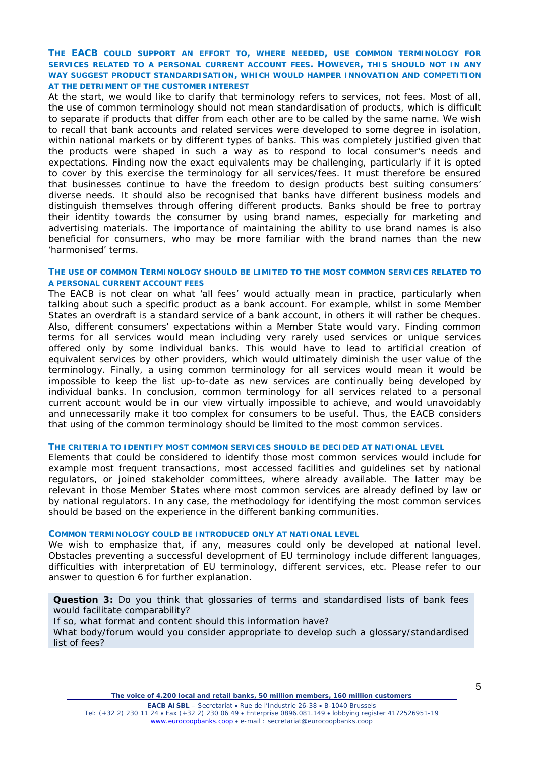**THE EACB COULD SUPPORT AN EFFORT TO, WHERE NEEDED, USE COMMON TERMINOLOGY FOR SERVICES RELATED TO A PERSONAL CURRENT ACCOUNT FEES. HOWEVER, THIS SHOULD NOT IN ANY WAY SUGGEST PRODUCT STANDARDISATION, WHICH WOULD HAMPER INNOVATION AND COMPETITION AT THE DETRIMENT OF THE CUSTOMER INTEREST**

At the start, we would like to clarify that terminology refers to services, not fees. Most of all, the use of common terminology should not mean standardisation of products, which is difficult to separate if products that differ from each other are to be called by the same name. We wish to recall that bank accounts and related services were developed to some degree in isolation, within national markets or by different types of banks. This was completely justified given that the products were shaped in such a way as to respond to local consumer's needs and expectations. Finding now the exact equivalents may be challenging, particularly if it is opted to cover by this exercise the terminology for all services/fees. It must therefore be ensured that businesses continue to have the freedom to design products best suiting consumers' diverse needs. It should also be recognised that banks have different business models and distinguish themselves through offering different products. Banks should be free to portray their identity towards the consumer by using brand names, especially for marketing and advertising materials. The importance of maintaining the ability to use brand names is also beneficial for consumers, who may be more familiar with the brand names than the new 'harmonised' terms.

**THE USE OF COMMON TERMINOLOGY SHOULD BE LIMITED TO THE MOST COMMON SERVICES RELATED TO A PERSONAL CURRENT ACCOUNT FEES**

The EACB is not clear on what 'all fees' would actually mean in practice, particularly when talking about such a specific product as a bank account. For example, whilst in some Member States an overdraft is a standard service of a bank account, in others it will rather be cheques. Also, different consumers' expectations within a Member State would vary. Finding common terms for all services would mean including very rarely used services or unique services offered only by some individual banks. This would have to lead to artificial creation of equivalent services by other providers, which would ultimately diminish the user value of the terminology. Finally, a using common terminology for all services would mean it would be impossible to keep the list up-to-date as new services are continually being developed by individual banks. In conclusion, common terminology for all services related to a personal current account would be in our view virtually impossible to achieve, and would unavoidably and unnecessarily make it too complex for consumers to be useful. Thus, the EACB considers that using of the common terminology should be limited to the most common services.

**THE CRITERIA TO IDENTIFY MOST COMMON SERVICES SHOULD BE DECIDED AT NATIONAL LEVEL**

Elements that could be considered to identify those most common services would include for example most frequent transactions, most accessed facilities and guidelines set by national regulators, or joined stakeholder committees, where already available. The latter may be relevant in those Member States where most common services are already defined by law or by national regulators. In any case, the methodology for identifying the most common services should be based on the experience in the different banking communities.

**COMMON TERMINOLOGY COULD BE INTRODUCED ONLY AT NATIONAL LEVEL**

We wish to emphasize that, if any, measures could only be developed at national level. Obstacles preventing a successful development of EU terminology include different languages, difficulties with interpretation of EU terminology, different services, etc. Please refer to our answer to question 6 for further explanation.

**Question 3:** Do you think that glossaries of terms and standardised lists of bank fees would facilitate comparability?
If so, what format and content should this information have?
What body/forum would you consider appropriate to develop such a glossary/standardised list of fees?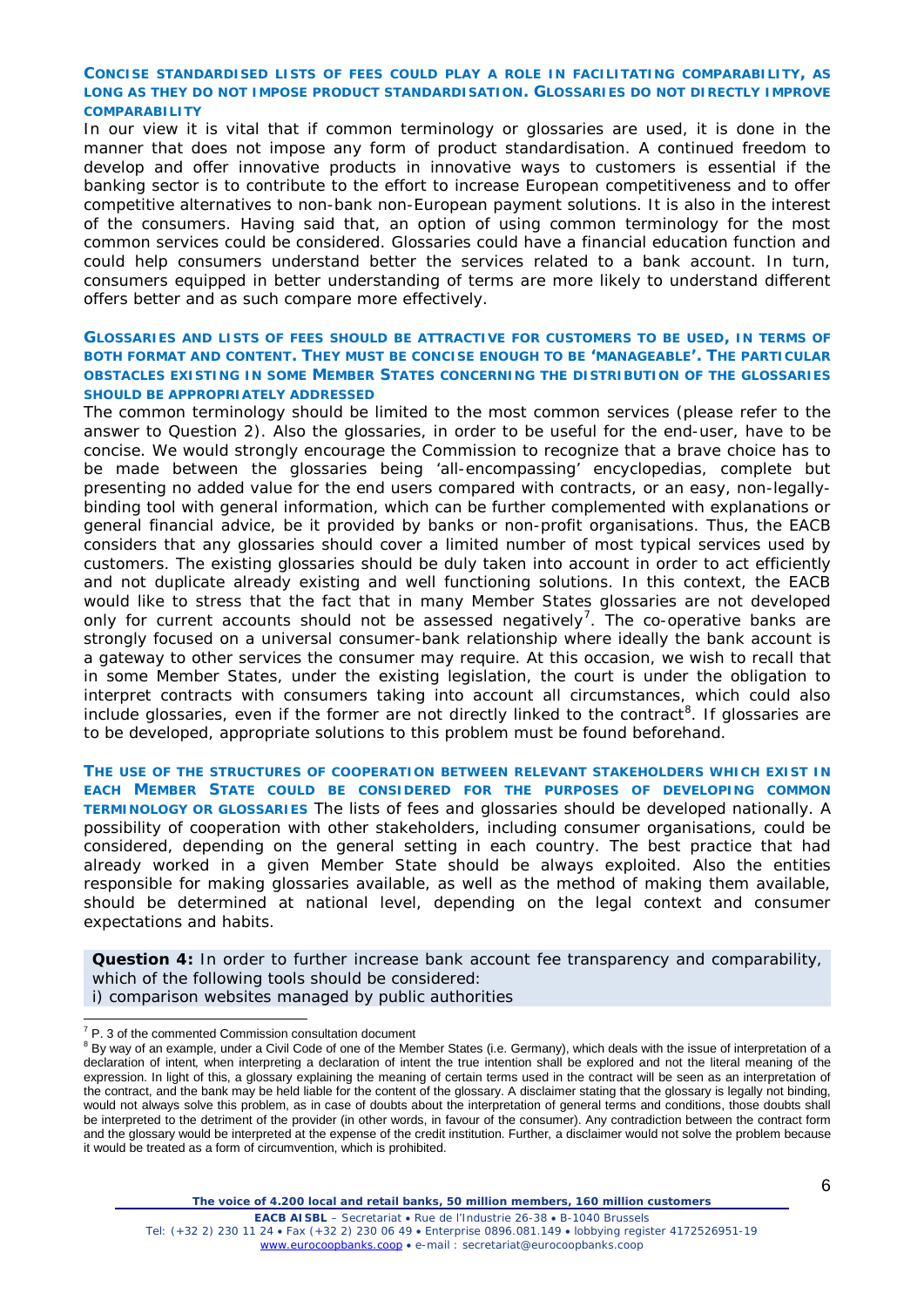**CONCISE STANDARDISED LISTS OF FEES COULD PLAY A ROLE IN FACILITATING COMPARABILITY, AS LONG AS THEY DO NOT IMPOSE PRODUCT STANDARDISATION. GLOSSARIES DO NOT DIRECTLY IMPROVE COMPARABILITY**

In our view it is vital that if common terminology or glossaries are used, it is done in the manner that does not impose any form of product standardisation. A continued freedom to develop and offer innovative products in innovative ways to customers is essential if the banking sector is to contribute to the effort to increase European competitiveness and to offer competitive alternatives to non-bank non-European payment solutions. It is also in the interest of the consumers. Having said that, an option of using common terminology for the most common services could be considered. Glossaries could have a financial education function and could help consumers understand better the services related to a bank account. In turn, consumers equipped in better understanding of terms are more likely to understand different offers better and as such compare more effectively.

**GLOSSARIES AND LISTS OF FEES SHOULD BE ATTRACTIVE FOR CUSTOMERS TO BE USED, IN TERMS OF BOTH FORMAT AND CONTENT. THEY MUST BE CONCISE ENOUGH TO BE 'MANAGEABLE'. THE PARTICULAR OBSTACLES EXISTING IN SOME MEMBER STATES CONCERNING THE DISTRIBUTION OF THE GLOSSARIES SHOULD BE APPROPRIATELY ADDRESSED**

The common terminology should be limited to the most common services (please refer to the answer to Question 2). Also the glossaries, in order to be useful for the end-user, have to be concise. We would strongly encourage the Commission to recognize that a brave choice has to be made between the glossaries being 'all-encompassing' encyclopedias, complete but presenting no added value for the end users compared with contracts, or an easy, non-legally-binding tool with general information, which can be further complemented with explanations or general financial advice, be it provided by banks or non-profit organisations. Thus, the EACB considers that any glossaries should cover a limited number of most typical services used by customers. The existing glossaries should be duly taken into account in order to act efficiently and not duplicate already existing and well functioning solutions. In this context, the EACB would like to stress that the fact that in many Member States glossaries are not developed only for current accounts should not be assessed negatively[7]. The co-operative banks are strongly focused on a universal consumer-bank relationship where ideally the bank account is a gateway to other services the consumer may require. At this occasion, we wish to recall that in some Member States, under the existing legislation, the court is under the obligation to interpret contracts with consumers taking into account all circumstances, which could also include glossaries, even if the former are not directly linked to the contract[8]. If glossaries are to be developed, appropriate solutions to this problem must be found beforehand.

**THE USE OF THE STRUCTURES OF COOPERATION BETWEEN RELEVANT STAKEHOLDERS WHICH EXIST IN EACH MEMBER STATE COULD BE CONSIDERED FOR THE PURPOSES OF DEVELOPING COMMON TERMINOLOGY OR GLOSSARIES** The lists of fees and glossaries should be developed nationally. A possibility of cooperation with other stakeholders, including consumer organisations, could be considered, depending on the general setting in each country. The best practice that had already worked in a given Member State should be always exploited. Also the entities responsible for making glossaries available, as well as the method of making them available, should be determined at national level, depending on the legal context and consumer expectations and habits.

**Question 4:** In order to further increase bank account fee transparency and comparability, which of the following tools should be considered:
i) comparison websites managed by public authorities

---

[7] P. 3 of the commented Commission consultation document

[8] By way of an example, under a Civil Code of one of the Member States (i.e. Germany), which deals with the issue of interpretation of a declaration of intent, when interpreting a declaration of intent the true intention shall be explored and not the literal meaning of the expression. In light of this, a glossary explaining the meaning of certain terms used in the contract will be seen as an interpretation of the contract, and the bank may be held liable for the content of the glossary. A disclaimer stating that the glossary is legally not binding, would not always solve this problem, as in case of doubts about the interpretation of general terms and conditions, those doubts shall be interpreted to the detriment of the provider (in other words, in favour of the consumer). Any contradiction between the contract form and the glossary would be interpreted at the expense of the credit institution. Further, a disclaimer would not solve the problem because it would be treated as a form of circumvention, which is prohibited.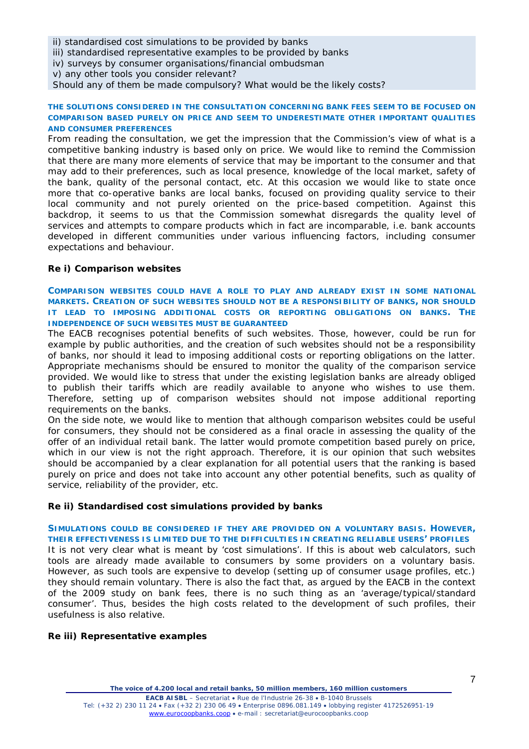ii) standardised cost simulations to be provided by banks
iii) standardised representative examples to be provided by banks
iv) surveys by consumer organisations/financial ombudsman
v) any other tools you consider relevant?
Should any of them be made compulsory? What would be the likely costs?

**THE SOLUTIONS CONSIDERED IN THE CONSULTATION CONCERNING BANK FEES SEEM TO BE FOCUSED ON COMPARISON BASED PURELY ON PRICE AND SEEM TO UNDERESTIMATE OTHER IMPORTANT QUALITIES AND CONSUMER PREFERENCES**

From reading the consultation, we get the impression that the Commission's view of what is a competitive banking industry is based only on price. We would like to remind the Commission that there are many more elements of service that may be important to the consumer and that may add to their preferences, such as local presence, knowledge of the local market, safety of the bank, quality of the personal contact, etc. At this occasion we would like to state once more that co-operative banks are local banks, focused on providing quality service to their local community and not purely oriented on the price-based competition. Against this backdrop, it seems to us that the Commission somewhat disregards the quality level of services and attempts to compare products which in fact are incomparable, i.e. bank accounts developed in different communities under various influencing factors, including consumer expectations and behaviour.

**Re i) Comparison websites**

**COMPARISON WEBSITES COULD HAVE A ROLE TO PLAY AND ALREADY EXIST IN SOME NATIONAL MARKETS. CREATION OF SUCH WEBSITES SHOULD NOT BE A RESPONSIBILITY OF BANKS, NOR SHOULD IT LEAD TO IMPOSING ADDITIONAL COSTS OR REPORTING OBLIGATIONS ON BANKS. THE INDEPENDENCE OF SUCH WEBSITES MUST BE GUARANTEED**

The EACB recognises potential benefits of such websites. Those, however, could be run for example by public authorities, and the creation of such websites should not be a responsibility of banks, nor should it lead to imposing additional costs or reporting obligations on the latter. Appropriate mechanisms should be ensured to monitor the quality of the comparison service provided. We would like to stress that under the existing legislation banks are already obliged to publish their tariffs which are readily available to anyone who wishes to use them. Therefore, setting up of comparison websites should not impose additional reporting requirements on the banks.

On the side note, we would like to mention that although comparison websites could be useful for consumers, they should not be considered as a final oracle in assessing the quality of the offer of an individual retail bank. The latter would promote competition based purely on price, which in our view is not the right approach. Therefore, it is our opinion that such websites should be accompanied by a clear explanation for all potential users that the ranking is based purely on price and does not take into account any other potential benefits, such as quality of service, reliability of the provider, etc.

**Re ii) Standardised cost simulations provided by banks**

**SIMULATIONS COULD BE CONSIDERED IF THEY ARE PROVIDED ON A VOLUNTARY BASIS. HOWEVER, THEIR EFFECTIVENESS IS LIMITED DUE TO THE DIFFICULTIES IN CREATING RELIABLE USERS' PROFILES**

It is not very clear what is meant by 'cost simulations'. If this is about web calculators, such tools are already made available to consumers by some providers on a voluntary basis. However, as such tools are expensive to develop (setting up of consumer usage profiles, etc.) they should remain voluntary. There is also the fact that, as argued by the EACB in the context of the 2009 study on bank fees, there is no such thing as an 'average/typical/standard consumer'. Thus, besides the high costs related to the development of such profiles, their usefulness is also relative.

**Re iii) Representative examples**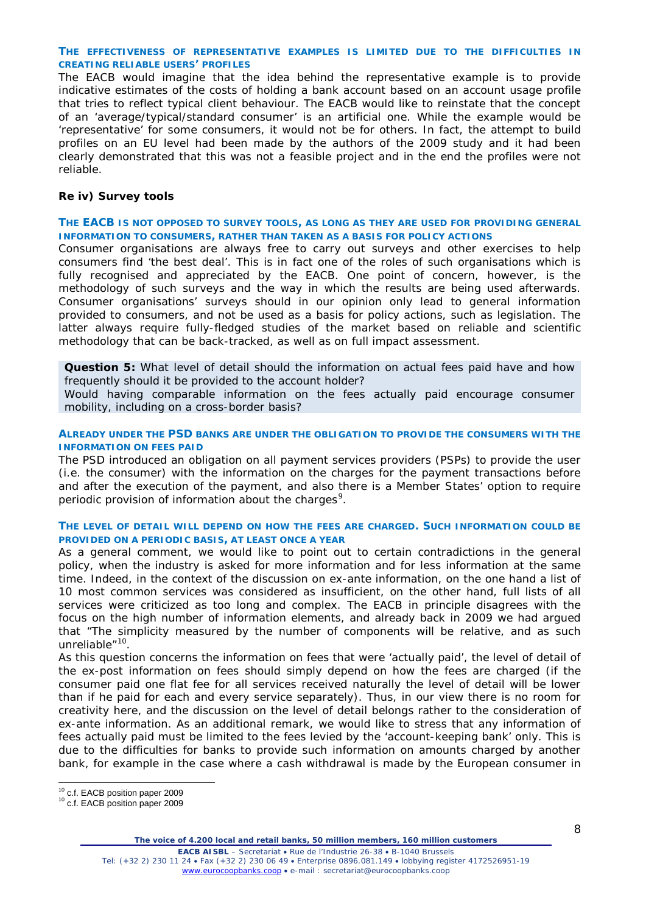**THE EFFECTIVENESS OF REPRESENTATIVE EXAMPLES IS LIMITED DUE TO THE DIFFICULTIES IN CREATING RELIABLE USERS' PROFILES**

The EACB would imagine that the idea behind the representative example is to provide indicative estimates of the costs of holding a bank account based on an account usage profile that tries to reflect typical client behaviour. The EACB would like to reinstate that the concept of an 'average/typical/standard consumer' is an artificial one. While the example would be 'representative' for some consumers, it would not be for others. In fact, the attempt to build profiles on an EU level had been made by the authors of the 2009 study and it had been clearly demonstrated that this was not a feasible project and in the end the profiles were not reliable.

### Re iv) Survey tools

**THE EACB IS NOT OPPOSED TO SURVEY TOOLS, AS LONG AS THEY ARE USED FOR PROVIDING GENERAL INFORMATION TO CONSUMERS, RATHER THAN TAKEN AS A BASIS FOR POLICY ACTIONS**

Consumer organisations are always free to carry out surveys and other exercises to help consumers find 'the best deal'. This is in fact one of the roles of such organisations which is fully recognised and appreciated by the EACB. One point of concern, however, is the methodology of such surveys and the way in which the results are being used afterwards. Consumer organisations' surveys should in our opinion only lead to general information provided to consumers, and not be used as a basis for policy actions, such as legislation. The latter always require fully-fledged studies of the market based on reliable and scientific methodology that can be back-tracked, as well as on full impact assessment.

**Question 5:** What level of detail should the information on actual fees paid have and how frequently should it be provided to the account holder?
Would having comparable information on the fees actually paid encourage consumer mobility, including on a cross-border basis?

**ALREADY UNDER THE PSD BANKS ARE UNDER THE OBLIGATION TO PROVIDE THE CONSUMERS WITH THE INFORMATION ON FEES PAID**

The PSD introduced an obligation on all payment services providers (PSPs) to provide the user (i.e. the consumer) with the information on the charges for the payment transactions before and after the execution of the payment, and also there is a Member States' option to require periodic provision of information about the charges[9].

**THE LEVEL OF DETAIL WILL DEPEND ON HOW THE FEES ARE CHARGED. SUCH INFORMATION COULD BE PROVIDED ON A PERIODIC BASIS, AT LEAST ONCE A YEAR**

As a general comment, we would like to point out to certain contradictions in the general policy, when the industry is asked for more information and for less information at the same time. Indeed, in the context of the discussion on ex-ante information, on the one hand a list of 10 most common services was considered as insufficient, on the other hand, full lists of all services were criticized as too long and complex. The EACB in principle disagrees with the focus on the high number of information elements, and already back in 2009 we had argued that "The simplicity measured by the number of components will be relative, and as such unreliable"[10].

As this question concerns the information on fees that were 'actually paid', the level of detail of the ex-post information on fees should simply depend on how the fees are charged (if the consumer paid one flat fee for all services received naturally the level of detail will be lower than if he paid for each and every service separately). Thus, in our view there is no room for creativity here, and the discussion on the level of detail belongs rather to the consideration of ex-ante information. As an additional remark, we would like to stress that any information of fees actually paid must be limited to the fees levied by the 'account-keeping bank' only. This is due to the difficulties for banks to provide such information on amounts charged by another bank, for example in the case where a cash withdrawal is made by the European consumer in

---

[10] c.f. EACB position paper 2009
[10] c.f. EACB position paper 2009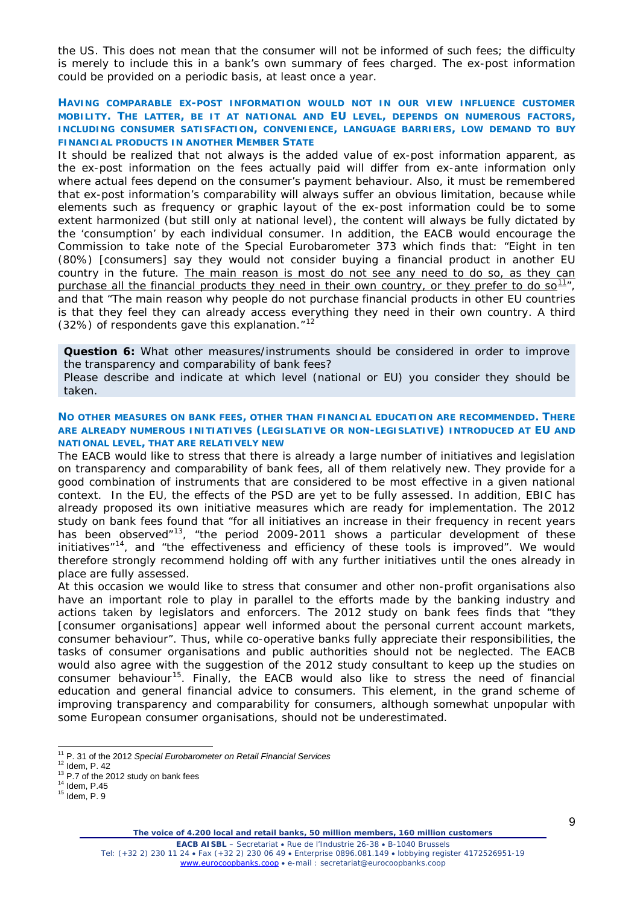the US. This does not mean that the consumer will not be informed of such fees; the difficulty is merely to include this in a bank's own summary of fees charged. The ex-post information could be provided on a periodic basis, at least once a year.

**HAVING COMPARABLE EX-POST INFORMATION WOULD NOT IN OUR VIEW INFLUENCE CUSTOMER MOBILITY. THE LATTER, BE IT AT NATIONAL AND EU LEVEL, DEPENDS ON NUMEROUS FACTORS, INCLUDING CONSUMER SATISFACTION, CONVENIENCE, LANGUAGE BARRIERS, LOW DEMAND TO BUY FINANCIAL PRODUCTS IN ANOTHER MEMBER STATE**

It should be realized that not always is the added value of ex-post information apparent, as the ex-post information on the fees actually paid will differ from ex-ante information only where actual fees depend on the consumer's payment behaviour. Also, it must be remembered that ex-post information's comparability will always suffer an obvious limitation, because while elements such as frequency or graphic layout of the ex-post information could be to some extent harmonized (but still only at national level), the content will always be fully dictated by the 'consumption' by each individual consumer. In addition, the EACB would encourage the Commission to take note of the Special Eurobarometer 373 which finds that: "Eight in ten (80%) [consumers] say they would not consider buying a financial product in another EU country in the future. The main reason is most do not see any need to do so, as they can purchase all the financial products they need in their own country, or they prefer to do so[11]", and that "The main reason why people do not purchase financial products in other EU countries is that they feel they can already access everything they need in their own country. A third (32%) of respondents gave this explanation."[12]

**Question 6:** What other measures/instruments should be considered in order to improve the transparency and comparability of bank fees?
Please describe and indicate at which level (national or EU) you consider they should be taken.

**NO OTHER MEASURES ON BANK FEES, OTHER THAN FINANCIAL EDUCATION ARE RECOMMENDED. THERE ARE ALREADY NUMEROUS INITIATIVES (LEGISLATIVE OR NON-LEGISLATIVE) INTRODUCED AT EU AND NATIONAL LEVEL, THAT ARE RELATIVELY NEW**

The EACB would like to stress that there is already a large number of initiatives and legislation on transparency and comparability of bank fees, all of them relatively new. They provide for a good combination of instruments that are considered to be most effective in a given national context. In the EU, the effects of the PSD are yet to be fully assessed. In addition, EBIC has already proposed its own initiative measures which are ready for implementation. The 2012 study on bank fees found that "for all initiatives an increase in their frequency in recent years has been observed"[13], "the period 2009-2011 shows a particular development of these initiatives"[14], and "the effectiveness and efficiency of these tools is improved". We would therefore strongly recommend holding off with any further initiatives until the ones already in place are fully assessed.

At this occasion we would like to stress that consumer and other non-profit organisations also have an important role to play in parallel to the efforts made by the banking industry and actions taken by legislators and enforcers. The 2012 study on bank fees finds that "they [consumer organisations] appear well informed about the personal current account markets, consumer behaviour". Thus, while co-operative banks fully appreciate their responsibilities, the tasks of consumer organisations and public authorities should not be neglected. The EACB would also agree with the suggestion of the 2012 study consultant to keep up the studies on consumer behaviour[15]. Finally, the EACB would also like to stress the need of financial education and general financial advice to consumers. This element, in the grand scheme of improving transparency and comparability for consumers, although somewhat unpopular with some European consumer organisations, should not be underestimated.

---

[11] P. 31 of the 2012 *Special Eurobarometer on Retail Financial Services*
[12] Idem, P. 42
[13] P.7 of the 2012 study on bank fees
[14] Idem, P.45
[15] Idem, P. 9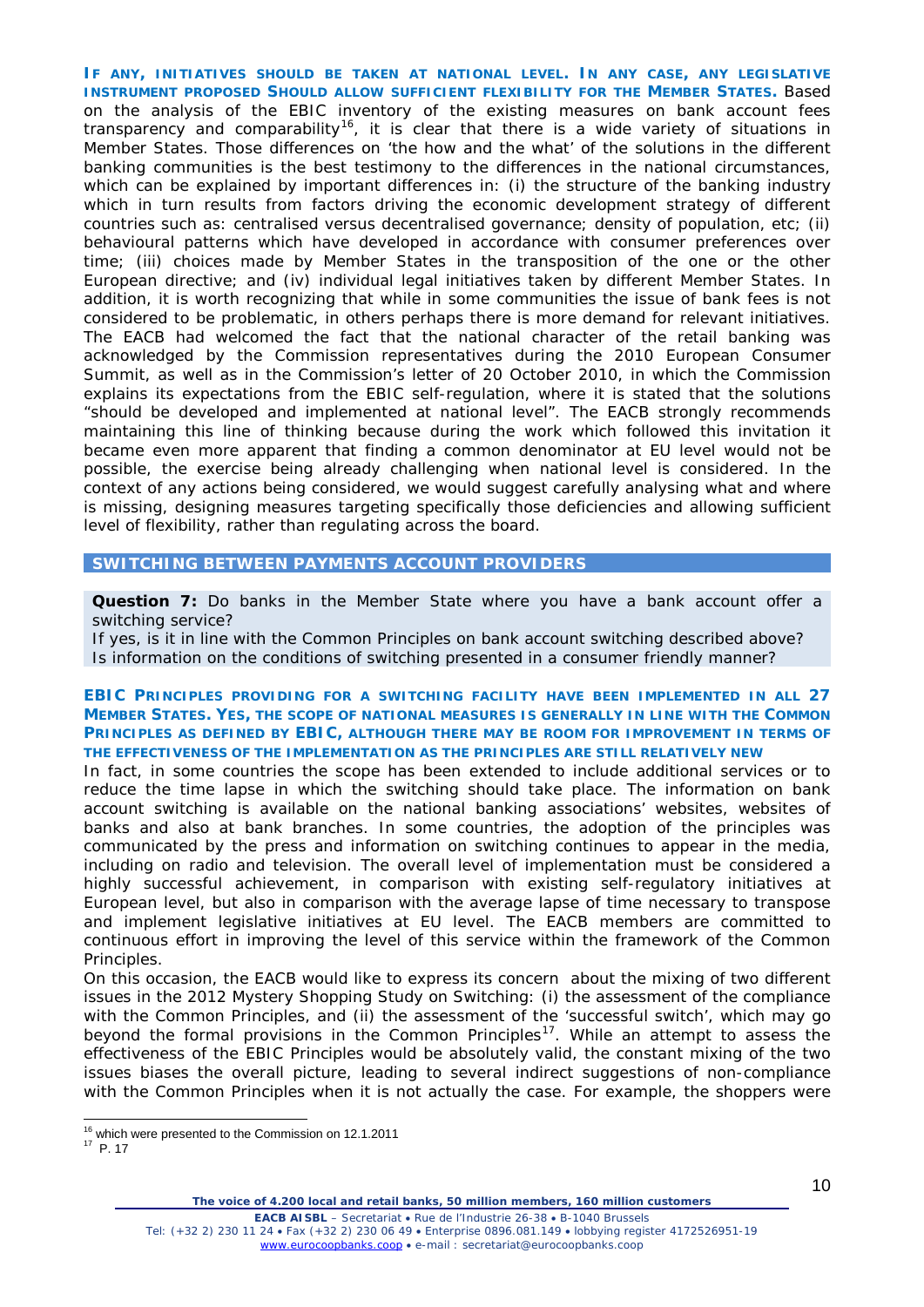**IF ANY, INITIATIVES SHOULD BE TAKEN AT NATIONAL LEVEL. IN ANY CASE, ANY LEGISLATIVE INSTRUMENT PROPOSED SHOULD ALLOW SUFFICIENT FLEXIBILITY FOR THE MEMBER STATES.** Based on the analysis of the EBIC inventory of the existing measures on bank account fees transparency and comparability[16], it is clear that there is a wide variety of situations in Member States. Those differences on 'the how and the what' of the solutions in the different banking communities is the best testimony to the differences in the national circumstances, which can be explained by important differences in: (i) the structure of the banking industry which in turn results from factors driving the economic development strategy of different countries such as: centralised versus decentralised governance; density of population, etc; (ii) behavioural patterns which have developed in accordance with consumer preferences over time; (iii) choices made by Member States in the transposition of the one or the other European directive; and (iv) individual legal initiatives taken by different Member States. In addition, it is worth recognizing that while in some communities the issue of bank fees is not considered to be problematic, in others perhaps there is more demand for relevant initiatives. The EACB had welcomed the fact that the national character of the retail banking was acknowledged by the Commission representatives during the 2010 European Consumer Summit, as well as in the Commission's letter of 20 October 2010, in which the Commission explains its expectations from the EBIC self-regulation, where it is stated that the solutions "should be developed and implemented at national level". The EACB strongly recommends maintaining this line of thinking because during the work which followed this invitation it became even more apparent that finding a common denominator at EU level would not be possible, the exercise being already challenging when national level is considered. In the context of any actions being considered, we would suggest carefully analysing what and where is missing, designing measures targeting specifically those deficiencies and allowing sufficient level of flexibility, rather than regulating across the board.

## SWITCHING BETWEEN PAYMENTS ACCOUNT PROVIDERS

**Question 7:** Do banks in the Member State where you have a bank account offer a switching service?
If yes, is it in line with the Common Principles on bank account switching described above?
Is information on the conditions of switching presented in a consumer friendly manner?

**EBIC PRINCIPLES PROVIDING FOR A SWITCHING FACILITY HAVE BEEN IMPLEMENTED IN ALL 27 MEMBER STATES. YES, THE SCOPE OF NATIONAL MEASURES IS GENERALLY IN LINE WITH THE COMMON PRINCIPLES AS DEFINED BY EBIC, ALTHOUGH THERE MAY BE ROOM FOR IMPROVEMENT IN TERMS OF THE EFFECTIVENESS OF THE IMPLEMENTATION AS THE PRINCIPLES ARE STILL RELATIVELY NEW**

In fact, in some countries the scope has been extended to include additional services or to reduce the time lapse in which the switching should take place. The information on bank account switching is available on the national banking associations' websites, websites of banks and also at bank branches. In some countries, the adoption of the principles was communicated by the press and information on switching continues to appear in the media, including on radio and television. The overall level of implementation must be considered a highly successful achievement, in comparison with existing self-regulatory initiatives at European level, but also in comparison with the average lapse of time necessary to transpose and implement legislative initiatives at EU level. The EACB members are committed to continuous effort in improving the level of this service within the framework of the Common Principles.

On this occasion, the EACB would like to express its concern about the mixing of two different issues in the 2012 Mystery Shopping Study on Switching: (i) the assessment of the compliance with the Common Principles, and (ii) the assessment of the 'successful switch', which may go beyond the formal provisions in the Common Principles[17]. While an attempt to assess the effectiveness of the EBIC Principles would be absolutely valid, the constant mixing of the two issues biases the overall picture, leading to several indirect suggestions of non-compliance with the Common Principles when it is not actually the case. For example, the shoppers were

[16] which were presented to the Commission on 12.1.2011
[17] P. 17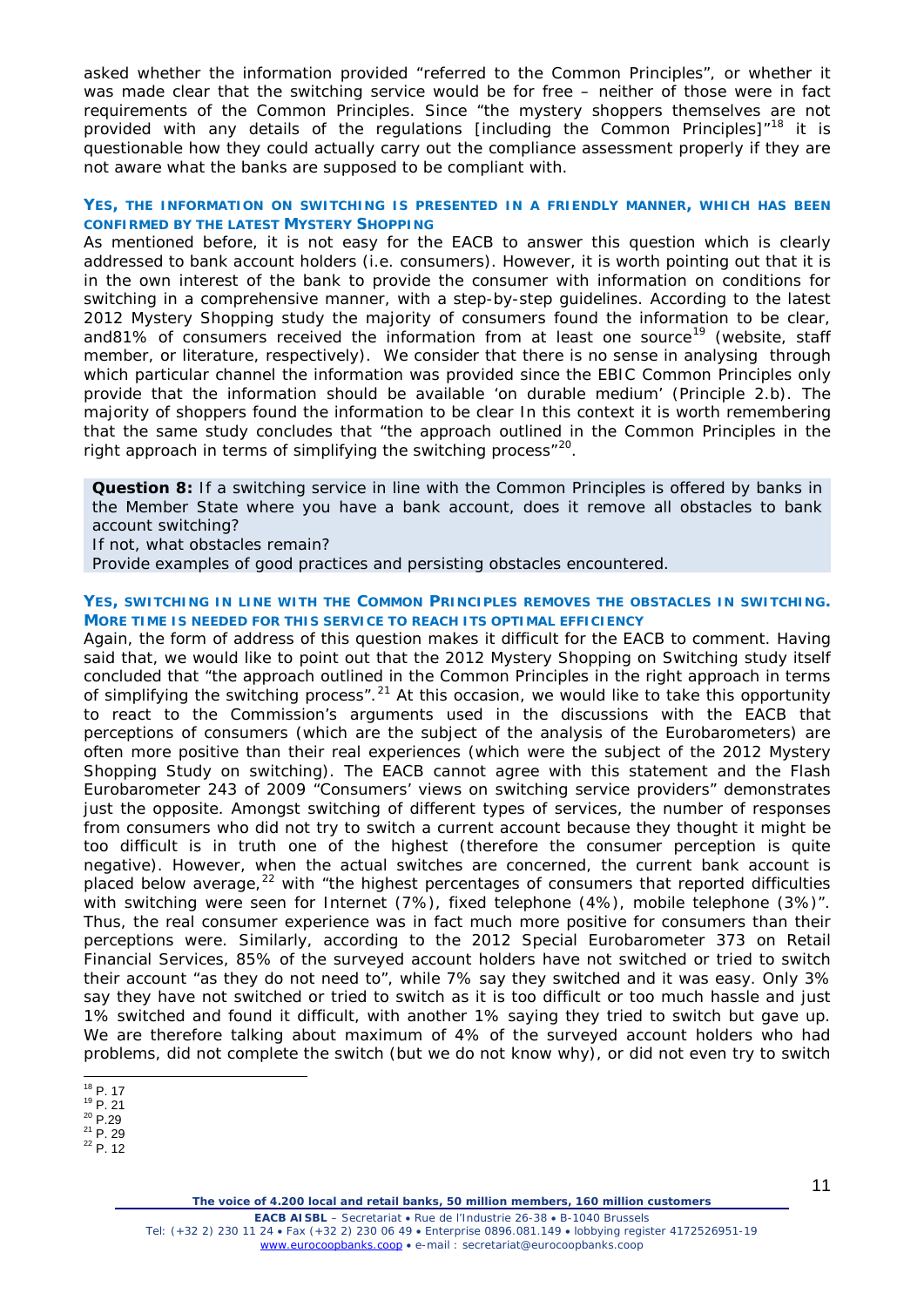asked whether the information provided "referred to the Common Principles", or whether it was made clear that the switching service would be for free – neither of those were in fact requirements of the Common Principles. Since "the mystery shoppers themselves are not provided with any details of the regulations [including the Common Principles]"[18] it is questionable how they could actually carry out the compliance assessment properly if they are not aware what the banks are supposed to be compliant with.

**YES, THE INFORMATION ON SWITCHING IS PRESENTED IN A FRIENDLY MANNER, WHICH HAS BEEN CONFIRMED BY THE LATEST MYSTERY SHOPPING**

As mentioned before, it is not easy for the EACB to answer this question which is clearly addressed to bank account holders (i.e. consumers). However, it is worth pointing out that it is in the own interest of the bank to provide the consumer with information on conditions for switching in a comprehensive manner, with a step-by-step guidelines. According to the latest 2012 Mystery Shopping study the majority of consumers found the information to be clear, and81% of consumers received the information from at least one source[19] (website, staff member, or literature, respectively). We consider that there is no sense in analysing through which particular channel the information was provided since the EBIC Common Principles only provide that the information should be available 'on durable medium' (Principle 2.b). The majority of shoppers found the information to be clear In this context it is worth remembering that the same study concludes that "the approach outlined in the Common Principles in the right approach in terms of simplifying the switching process"[20].

**Question 8:** If a switching service in line with the Common Principles is offered by banks in the Member State where you have a bank account, does it remove all obstacles to bank account switching?
If not, what obstacles remain?
Provide examples of good practices and persisting obstacles encountered.

**YES, SWITCHING IN LINE WITH THE COMMON PRINCIPLES REMOVES THE OBSTACLES IN SWITCHING. MORE TIME IS NEEDED FOR THIS SERVICE TO REACH ITS OPTIMAL EFFICIENCY**

Again, the form of address of this question makes it difficult for the EACB to comment. Having said that, we would like to point out that the 2012 Mystery Shopping on Switching study itself concluded that "the approach outlined in the Common Principles in the right approach in terms of simplifying the switching process".[21] At this occasion, we would like to take this opportunity to react to the Commission's arguments used in the discussions with the EACB that perceptions of consumers (which are the subject of the analysis of the Eurobarometers) are often more positive than their real experiences (which were the subject of the 2012 Mystery Shopping Study on switching). The EACB cannot agree with this statement and the Flash Eurobarometer 243 of 2009 "Consumers' views on switching service providers" demonstrates just the opposite. Amongst switching of different types of services, the number of responses from consumers who did not try to switch a current account because they thought it might be too difficult is in truth one of the highest (therefore the consumer perception is quite negative). However, when the actual switches are concerned, the current bank account is placed below average,[22] with "the highest percentages of consumers that reported difficulties with switching were seen for Internet (7%), fixed telephone (4%), mobile telephone (3%)". Thus, the real consumer experience was in fact much more positive for consumers than their perceptions were. Similarly, according to the 2012 Special Eurobarometer 373 on Retail Financial Services, 85% of the surveyed account holders have not switched or tried to switch their account "as they do not need to", while 7% say they switched and it was easy. Only 3% say they have not switched or tried to switch as it is too difficult or too much hassle and just 1% switched and found it difficult, with another 1% saying they tried to switch but gave up. We are therefore talking about maximum of 4% of the surveyed account holders who had problems, did not complete the switch (but we do not know why), or did not even try to switch

[18] P. 17
[19] P. 21
[20] P.29
[21] P. 29
[22] P. 12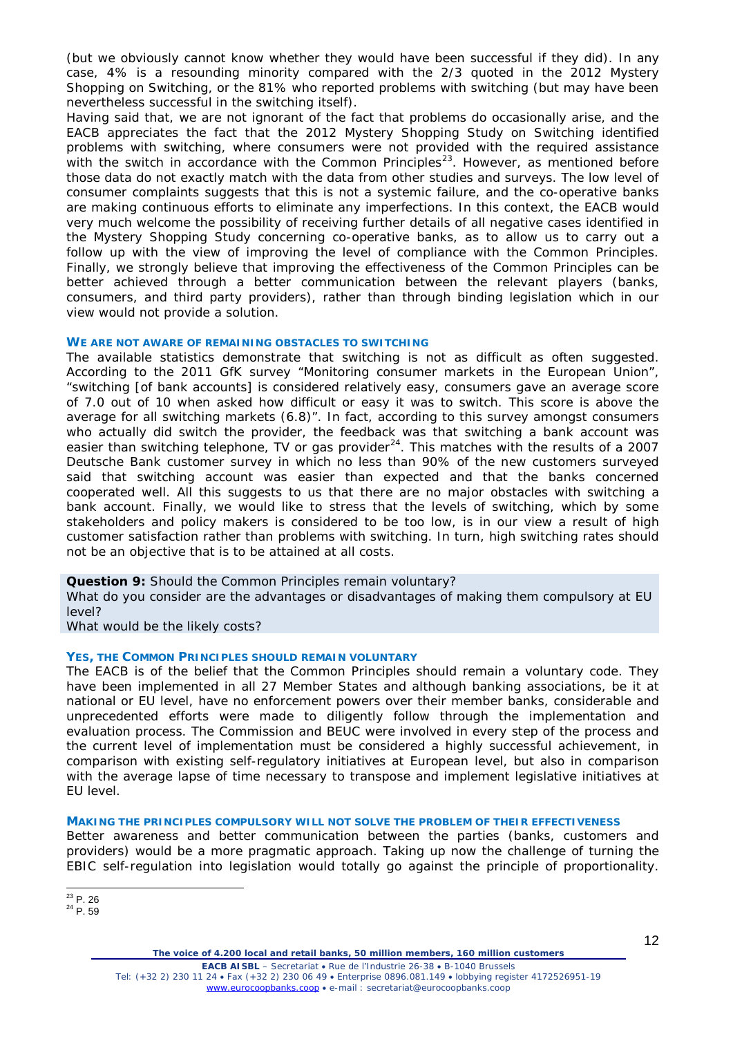(but we obviously cannot know whether they would have been successful if they did). In any case, 4% is a resounding minority compared with the 2/3 quoted in the 2012 Mystery Shopping on Switching, or the 81% who reported problems with switching (but may have been nevertheless successful in the switching itself).

Having said that, we are not ignorant of the fact that problems do occasionally arise, and the EACB appreciates the fact that the 2012 Mystery Shopping Study on Switching identified problems with switching, where consumers were not provided with the required assistance with the switch in accordance with the Common Principles[23]. However, as mentioned before those data do not exactly match with the data from other studies and surveys. The low level of consumer complaints suggests that this is not a systemic failure, and the co-operative banks are making continuous efforts to eliminate any imperfections. In this context, the EACB would very much welcome the possibility of receiving further details of all negative cases identified in the Mystery Shopping Study concerning co-operative banks, as to allow us to carry out a follow up with the view of improving the level of compliance with the Common Principles. Finally, we strongly believe that improving the effectiveness of the Common Principles can be better achieved through a better communication between the relevant players (banks, consumers, and third party providers), rather than through binding legislation which in our view would not provide a solution.

#### WE ARE NOT AWARE OF REMAINING OBSTACLES TO SWITCHING

The available statistics demonstrate that switching is not as difficult as often suggested. According to the 2011 GfK survey "Monitoring consumer markets in the European Union", "switching [of bank accounts] is considered relatively easy, consumers gave an average score of 7.0 out of 10 when asked how difficult or easy it was to switch. This score is above the average for all switching markets (6.8)". In fact, according to this survey amongst consumers who actually did switch the provider, the feedback was that switching a bank account was easier than switching telephone, TV or gas provider[24]. This matches with the results of a 2007 Deutsche Bank customer survey in which no less than 90% of the new customers surveyed said that switching account was easier than expected and that the banks concerned cooperated well. All this suggests to us that there are no major obstacles with switching a bank account. Finally, we would like to stress that the levels of switching, which by some stakeholders and policy makers is considered to be too low, is in our view a result of high customer satisfaction rather than problems with switching. In turn, high switching rates should not be an objective that is to be attained at all costs.

**Question 9:** Should the Common Principles remain voluntary?
What do you consider are the advantages or disadvantages of making them compulsory at EU level?
What would be the likely costs?

#### YES, THE COMMON PRINCIPLES SHOULD REMAIN VOLUNTARY

The EACB is of the belief that the Common Principles should remain a voluntary code. They have been implemented in all 27 Member States and although banking associations, be it at national or EU level, have no enforcement powers over their member banks, considerable and unprecedented efforts were made to diligently follow through the implementation and evaluation process. The Commission and BEUC were involved in every step of the process and the current level of implementation must be considered a highly successful achievement, in comparison with existing self-regulatory initiatives at European level, but also in comparison with the average lapse of time necessary to transpose and implement legislative initiatives at EU level.

#### MAKING THE PRINCIPLES COMPULSORY WILL NOT SOLVE THE PROBLEM OF THEIR EFFECTIVENESS

Better awareness and better communication between the parties (banks, customers and providers) would be a more pragmatic approach. Taking up now the challenge of turning the EBIC self-regulation into legislation would totally go against the principle of proportionality.

---

[23] P. 26
[24] P. 59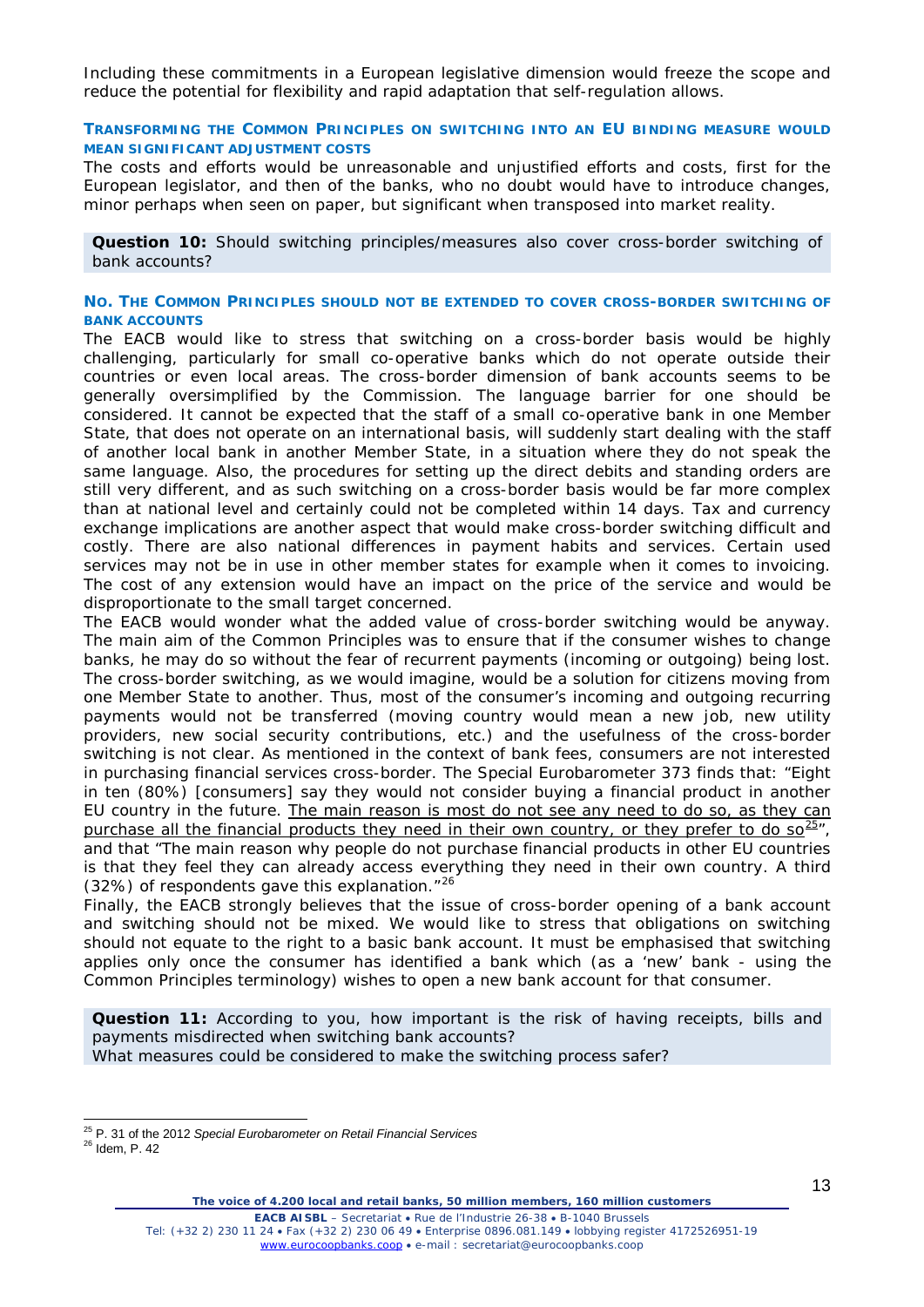Including these commitments in a European legislative dimension would freeze the scope and reduce the potential for flexibility and rapid adaptation that self-regulation allows.

#### TRANSFORMING THE COMMON PRINCIPLES ON SWITCHING INTO AN EU BINDING MEASURE WOULD MEAN SIGNIFICANT ADJUSTMENT COSTS

The costs and efforts would be unreasonable and unjustified efforts and costs, first for the European legislator, and then of the banks, who no doubt would have to introduce changes, minor perhaps when seen on paper, but significant when transposed into market reality.

**Question 10:** Should switching principles/measures also cover cross-border switching of bank accounts?

#### NO. THE COMMON PRINCIPLES SHOULD NOT BE EXTENDED TO COVER CROSS-BORDER SWITCHING OF BANK ACCOUNTS

The EACB would like to stress that switching on a cross-border basis would be highly challenging, particularly for small co-operative banks which do not operate outside their countries or even local areas. The cross-border dimension of bank accounts seems to be generally oversimplified by the Commission. The language barrier for one should be considered. It cannot be expected that the staff of a small co-operative bank in one Member State, that does not operate on an international basis, will suddenly start dealing with the staff of another local bank in another Member State, in a situation where they do not speak the same language. Also, the procedures for setting up the direct debits and standing orders are still very different, and as such switching on a cross-border basis would be far more complex than at national level and certainly could not be completed within 14 days. Tax and currency exchange implications are another aspect that would make cross-border switching difficult and costly. There are also national differences in payment habits and services. Certain used services may not be in use in other member states for example when it comes to invoicing. The cost of any extension would have an impact on the price of the service and would be disproportionate to the small target concerned.

The EACB would wonder what the added value of cross-border switching would be anyway. The main aim of the Common Principles was to ensure that if the consumer wishes to change banks, he may do so without the fear of recurrent payments (incoming or outgoing) being lost. The cross-border switching, as we would imagine, would be a solution for citizens moving from one Member State to another. Thus, most of the consumer's incoming and outgoing recurring payments would not be transferred (moving country would mean a new job, new utility providers, new social security contributions, etc.) and the usefulness of the cross-border switching is not clear. As mentioned in the context of bank fees, consumers are not interested in purchasing financial services cross-border. The Special Eurobarometer 373 finds that: "Eight in ten (80%) [consumers] say they would not consider buying a financial product in another EU country in the future. The main reason is most do not see any need to do so, as they can purchase all the financial products they need in their own country, or they prefer to do so[25]", and that "The main reason why people do not purchase financial products in other EU countries is that they feel they can already access everything they need in their own country. A third (32%) of respondents gave this explanation."[26]

Finally, the EACB strongly believes that the issue of cross-border opening of a bank account and switching should not be mixed. We would like to stress that obligations on switching should not equate to the right to a basic bank account. It must be emphasised that switching applies only once the consumer has identified a bank which (as a 'new' bank - using the Common Principles terminology) wishes to open a new bank account for that consumer.

**Question 11:** According to you, how important is the risk of having receipts, bills and payments misdirected when switching bank accounts?
What measures could be considered to make the switching process safer?

---

[25] P. 31 of the 2012 *Special Eurobarometer on Retail Financial Services*

[26] Idem, P. 42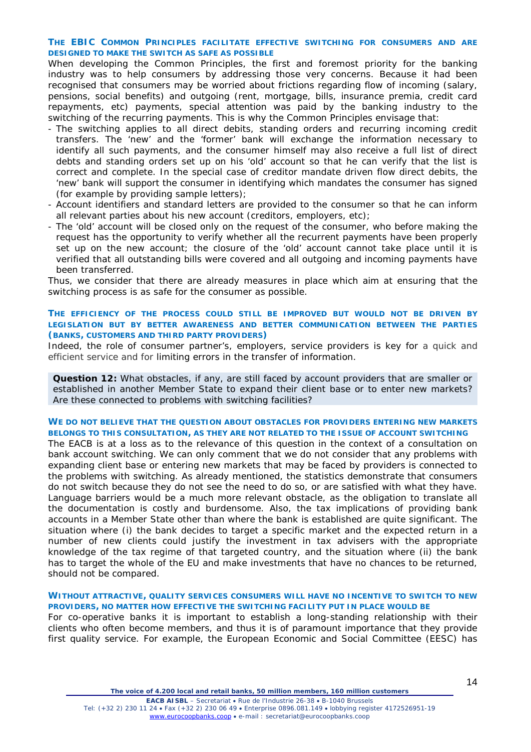**THE EBIC COMMON PRINCIPLES FACILITATE EFFECTIVE SWITCHING FOR CONSUMERS AND ARE DESIGNED TO MAKE THE SWITCH AS SAFE AS POSSIBLE**

When developing the Common Principles, the first and foremost priority for the banking industry was to help consumers by addressing those very concerns. Because it had been recognised that consumers may be worried about frictions regarding flow of incoming (salary, pensions, social benefits) and outgoing (rent, mortgage, bills, insurance premia, credit card repayments, etc) payments, special attention was paid by the banking industry to the switching of the recurring payments. This is why the Common Principles envisage that:

- The switching applies to all direct debits, standing orders and recurring incoming credit transfers. The 'new' and the 'former' bank will exchange the information necessary to identify all such payments, and the consumer himself may also receive a full list of direct debts and standing orders set up on his 'old' account so that he can verify that the list is correct and complete. In the special case of creditor mandate driven flow direct debits, the 'new' bank will support the consumer in identifying which mandates the consumer has signed (for example by providing sample letters);
- Account identifiers and standard letters are provided to the consumer so that he can inform all relevant parties about his new account (creditors, employers, etc);
- The 'old' account will be closed only on the request of the consumer, who before making the request has the opportunity to verify whether all the recurrent payments have been properly set up on the new account; the closure of the 'old' account cannot take place until it is verified that all outstanding bills were covered and all outgoing and incoming payments have been transferred.

Thus, we consider that there are already measures in place which aim at ensuring that the switching process is as safe for the consumer as possible.

**THE EFFICIENCY OF THE PROCESS COULD STILL BE IMPROVED BUT WOULD NOT BE DRIVEN BY LEGISLATION BUT BY BETTER AWARENESS AND BETTER COMMUNICATION BETWEEN THE PARTIES (BANKS, CUSTOMERS AND THIRD PARTY PROVIDERS)**

Indeed, the role of consumer partner's, employers, service providers is key for a quick and efficient service and for limiting errors in the transfer of information.

**Question 12:** What obstacles, if any, are still faced by account providers that are smaller or established in another Member State to expand their client base or to enter new markets? Are these connected to problems with switching facilities?

**WE DO NOT BELIEVE THAT THE QUESTION ABOUT OBSTACLES FOR PROVIDERS ENTERING NEW MARKETS BELONGS TO THIS CONSULTATION, AS THEY ARE NOT RELATED TO THE ISSUE OF ACCOUNT SWITCHING**

The EACB is at a loss as to the relevance of this question in the context of a consultation on bank account switching. We can only comment that we do not consider that any problems with expanding client base or entering new markets that may be faced by providers is connected to the problems with switching. As already mentioned, the statistics demonstrate that consumers do not switch because they do not see the need to do so, or are satisfied with what they have. Language barriers would be a much more relevant obstacle, as the obligation to translate all the documentation is costly and burdensome. Also, the tax implications of providing bank accounts in a Member State other than where the bank is established are quite significant. The situation where (i) the bank decides to target a specific market and the expected return in a number of new clients could justify the investment in tax advisers with the appropriate knowledge of the tax regime of that targeted country, and the situation where (ii) the bank has to target the whole of the EU and make investments that have no chances to be returned, should not be compared.

**WITHOUT ATTRACTIVE, QUALITY SERVICES CONSUMERS WILL HAVE NO INCENTIVE TO SWITCH TO NEW PROVIDERS, NO MATTER HOW EFFECTIVE THE SWITCHING FACILITY PUT IN PLACE WOULD BE**

For co-operative banks it is important to establish a long-standing relationship with their clients who often become members, and thus it is of paramount importance that they provide first quality service. For example, the European Economic and Social Committee (EESC) has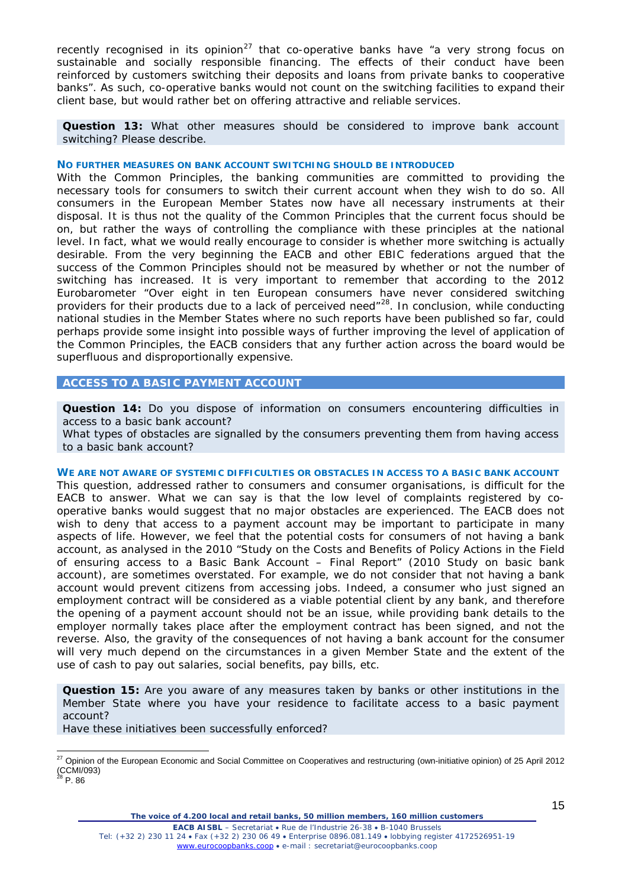recently recognised in its opinion[27] that co-operative banks have "a very strong focus on sustainable and socially responsible financing. The effects of their conduct have been reinforced by customers switching their deposits and loans from private banks to cooperative banks". As such, co-operative banks would not count on the switching facilities to expand their client base, but would rather bet on offering attractive and reliable services.

**Question 13:** What other measures should be considered to improve bank account switching? Please describe.

**NO FURTHER MEASURES ON BANK ACCOUNT SWITCHING SHOULD BE INTRODUCED**

With the Common Principles, the banking communities are committed to providing the necessary tools for consumers to switch their current account when they wish to do so. All consumers in the European Member States now have all necessary instruments at their disposal. It is thus not the quality of the Common Principles that the current focus should be on, but rather the ways of controlling the compliance with these principles at the national level. In fact, what we would really encourage to consider is whether more switching is actually desirable. From the very beginning the EACB and other EBIC federations argued that the success of the Common Principles should not be measured by whether or not the number of switching has increased. It is very important to remember that according to the 2012 Eurobarometer "Over eight in ten European consumers have never considered switching providers for their products due to a lack of perceived need"[28]. In conclusion, while conducting national studies in the Member States where no such reports have been published so far, could perhaps provide some insight into possible ways of further improving the level of application of the Common Principles, the EACB considers that any further action across the board would be superfluous and disproportionally expensive.

## ACCESS TO A BASIC PAYMENT ACCOUNT

**Question 14:** Do you dispose of information on consumers encountering difficulties in access to a basic bank account?
What types of obstacles are signalled by the consumers preventing them from having access to a basic bank account?

**WE ARE NOT AWARE OF SYSTEMIC DIFFICULTIES OR OBSTACLES IN ACCESS TO A BASIC BANK ACCOUNT**

This question, addressed rather to consumers and consumer organisations, is difficult for the EACB to answer. What we can say is that the low level of complaints registered by co-operative banks would suggest that no major obstacles are experienced. The EACB does not wish to deny that access to a payment account may be important to participate in many aspects of life. However, we feel that the potential costs for consumers of not having a bank account, as analysed in the 2010 "Study on the Costs and Benefits of Policy Actions in the Field of ensuring access to a Basic Bank Account – Final Report" (2010 Study on basic bank account), are sometimes overstated. For example, we do not consider that not having a bank account would prevent citizens from accessing jobs. Indeed, a consumer who just signed an employment contract will be considered as a viable potential client by any bank, and therefore the opening of a payment account should not be an issue, while providing bank details to the employer normally takes place after the employment contract has been signed, and not the reverse. Also, the gravity of the consequences of not having a bank account for the consumer will very much depend on the circumstances in a given Member State and the extent of the use of cash to pay out salaries, social benefits, pay bills, etc.

**Question 15:** Are you aware of any measures taken by banks or other institutions in the Member State where you have your residence to facilitate access to a basic payment account?
Have these initiatives been successfully enforced?

---

[27] Opinion of the European Economic and Social Committee on Cooperatives and restructuring (own-initiative opinion) of 25 April 2012 (CCMI/093)

[28] P. 86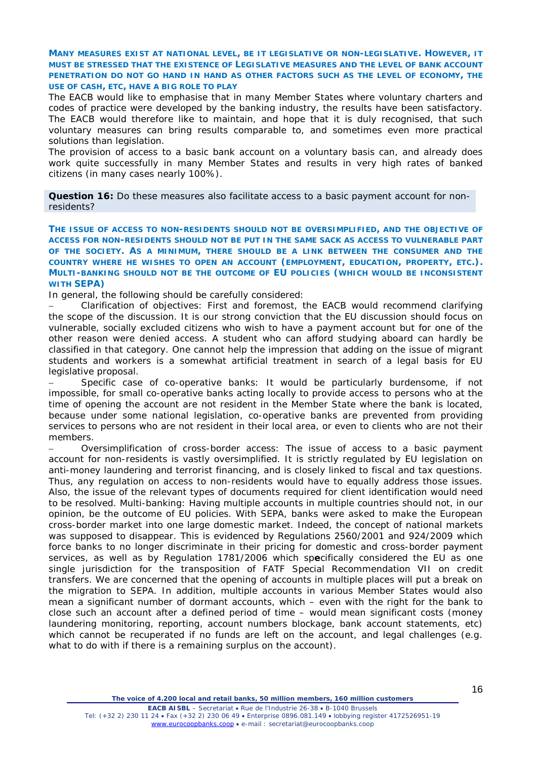**MANY MEASURES EXIST AT NATIONAL LEVEL, BE IT LEGISLATIVE OR NON-LEGISLATIVE. HOWEVER, IT MUST BE STRESSED THAT THE EXISTENCE OF LEGISLATIVE MEASURES AND THE LEVEL OF BANK ACCOUNT PENETRATION DO NOT GO HAND IN HAND AS OTHER FACTORS SUCH AS THE LEVEL OF ECONOMY, THE USE OF CASH, ETC, HAVE A BIG ROLE TO PLAY**

The EACB would like to emphasise that in many Member States where voluntary charters and codes of practice were developed by the banking industry, the results have been satisfactory. The EACB would therefore like to maintain, and hope that it is duly recognised, that such voluntary measures can bring results comparable to, and sometimes even more practical solutions than legislation.

The provision of access to a basic bank account on a voluntary basis can, and already does work quite successfully in many Member States and results in very high rates of banked citizens (in many cases nearly 100%).

**Question 16:** Do these measures also facilitate access to a basic payment account for non-residents?

**THE ISSUE OF ACCESS TO NON-RESIDENTS SHOULD NOT BE OVERSIMPLIFIED, AND THE OBJECTIVE OF ACCESS FOR NON-RESIDENTS SHOULD NOT BE PUT IN THE SAME SACK AS ACCESS TO VULNERABLE PART OF THE SOCIETY. AS A MINIMUM, THERE SHOULD BE A LINK BETWEEN THE CONSUMER AND THE COUNTRY WHERE HE WISHES TO OPEN AN ACCOUNT (EMPLOYMENT, EDUCATION, PROPERTY, ETC.). MULTI-BANKING SHOULD NOT BE THE OUTCOME OF EU POLICIES (WHICH WOULD BE INCONSISTENT WITH SEPA)**

In general, the following should be carefully considered:

- Clarification of objectives: First and foremost, the EACB would recommend clarifying the scope of the discussion. It is our strong conviction that the EU discussion should focus on vulnerable, socially excluded citizens who wish to have a payment account but for one of the other reason were denied access. A student who can afford studying aboard can hardly be classified in that category. One cannot help the impression that adding on the issue of migrant students and workers is a somewhat artificial treatment in search of a legal basis for EU legislative proposal.
- Specific case of co-operative banks: It would be particularly burdensome, if not impossible, for small co-operative banks acting locally to provide access to persons who at the time of opening the account are not resident in the Member State where the bank is located, because under some national legislation, co-operative banks are prevented from providing services to persons who are not resident in their local area, or even to clients who are not their members.
- Oversimplification of cross-border access: The issue of access to a basic payment account for non-residents is vastly oversimplified. It is strictly regulated by EU legislation on anti-money laundering and terrorist financing, and is closely linked to fiscal and tax questions. Thus, any regulation on access to non-residents would have to equally address those issues. Also, the issue of the relevant types of documents required for client identification would need to be resolved. Multi-banking: Having multiple accounts in multiple countries should not, in our opinion, be the outcome of EU policies. With SEPA, banks were asked to make the European cross-border market into one large domestic market. Indeed, the concept of national markets was supposed to disappear. This is evidenced by Regulations 2560/2001 and 924/2009 which force banks to no longer discriminate in their pricing for domestic and cross-border payment services, as well as by Regulation 1781/2006 which specifically considered the EU as one single jurisdiction for the transposition of FATF Special Recommendation VII on credit transfers. We are concerned that the opening of accounts in multiple places will put a break on the migration to SEPA. In addition, multiple accounts in various Member States would also mean a significant number of dormant accounts, which – even with the right for the bank to close such an account after a defined period of time – would mean significant costs (money laundering monitoring, reporting, account numbers blockage, bank account statements, etc) which cannot be recuperated if no funds are left on the account, and legal challenges (e.g. what to do with if there is a remaining surplus on the account).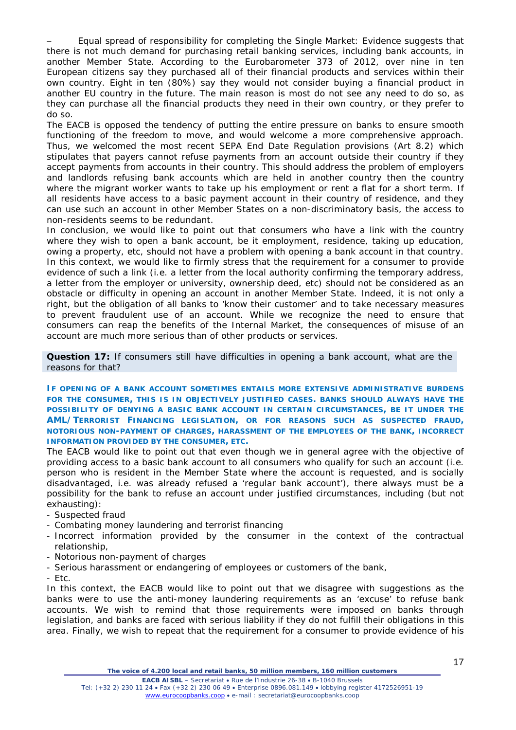– Equal spread of responsibility for completing the Single Market: Evidence suggests that there is not much demand for purchasing retail banking services, including bank accounts, in another Member State. According to the Eurobarometer 373 of 2012, over nine in ten European citizens say they purchased all of their financial products and services within their own country. Eight in ten (80%) say they would not consider buying a financial product in another EU country in the future. The main reason is most do not see any need to do so, as they can purchase all the financial products they need in their own country, or they prefer to do so.

The EACB is opposed the tendency of putting the entire pressure on banks to ensure smooth functioning of the freedom to move, and would welcome a more comprehensive approach. Thus, we welcomed the most recent SEPA End Date Regulation provisions (Art 8.2) which stipulates that payers cannot refuse payments from an account outside their country if they accept payments from accounts in their country. This should address the problem of employers and landlords refusing bank accounts which are held in another country then the country where the migrant worker wants to take up his employment or rent a flat for a short term. If all residents have access to a basic payment account in their country of residence, and they can use such an account in other Member States on a non-discriminatory basis, the access to non-residents seems to be redundant.

In conclusion, we would like to point out that consumers who have a link with the country where they wish to open a bank account, be it employment, residence, taking up education, owing a property, etc, should not have a problem with opening a bank account in that country. In this context, we would like to firmly stress that the requirement for a consumer to provide evidence of such a link (i.e. a letter from the local authority confirming the temporary address, a letter from the employer or university, ownership deed, etc) should not be considered as an obstacle or difficulty in opening an account in another Member State. Indeed, it is not only a right, but the obligation of all banks to 'know their customer' and to take necessary measures to prevent fraudulent use of an account. While we recognize the need to ensure that consumers can reap the benefits of the Internal Market, the consequences of misuse of an account are much more serious than of other products or services.

**Question 17:** If consumers still have difficulties in opening a bank account, what are the reasons for that?

**IF OPENING OF A BANK ACCOUNT SOMETIMES ENTAILS MORE EXTENSIVE ADMINISTRATIVE BURDENS FOR THE CONSUMER, THIS IS IN OBJECTIVELY JUSTIFIED CASES. BANKS SHOULD ALWAYS HAVE THE POSSIBILITY OF DENYING A BASIC BANK ACCOUNT IN CERTAIN CIRCUMSTANCES, BE IT UNDER THE AML/TERRORIST FINANCING LEGISLATION, OR FOR REASONS SUCH AS SUSPECTED FRAUD, NOTORIOUS NON-PAYMENT OF CHARGES, HARASSMENT OF THE EMPLOYEES OF THE BANK, INCORRECT INFORMATION PROVIDED BY THE CONSUMER, ETC.**

The EACB would like to point out that even though we in general agree with the objective of providing access to a basic bank account to all consumers who qualify for such an account (i.e. person who is resident in the Member State where the account is requested, and is socially disadvantaged, i.e. was already refused a 'regular bank account'), there always must be a possibility for the bank to refuse an account under justified circumstances, including (but not exhausting):

- Suspected fraud
- Combating money laundering and terrorist financing
- Incorrect information provided by the consumer in the context of the contractual relationship,
- Notorious non-payment of charges
- Serious harassment or endangering of employees or customers of the bank,
- Etc.

In this context, the EACB would like to point out that we disagree with suggestions as the banks were to use the anti-money laundering requirements as an 'excuse' to refuse bank accounts. We wish to remind that those requirements were imposed on banks through legislation, and banks are faced with serious liability if they do not fulfill their obligations in this area. Finally, we wish to repeat that the requirement for a consumer to provide evidence of his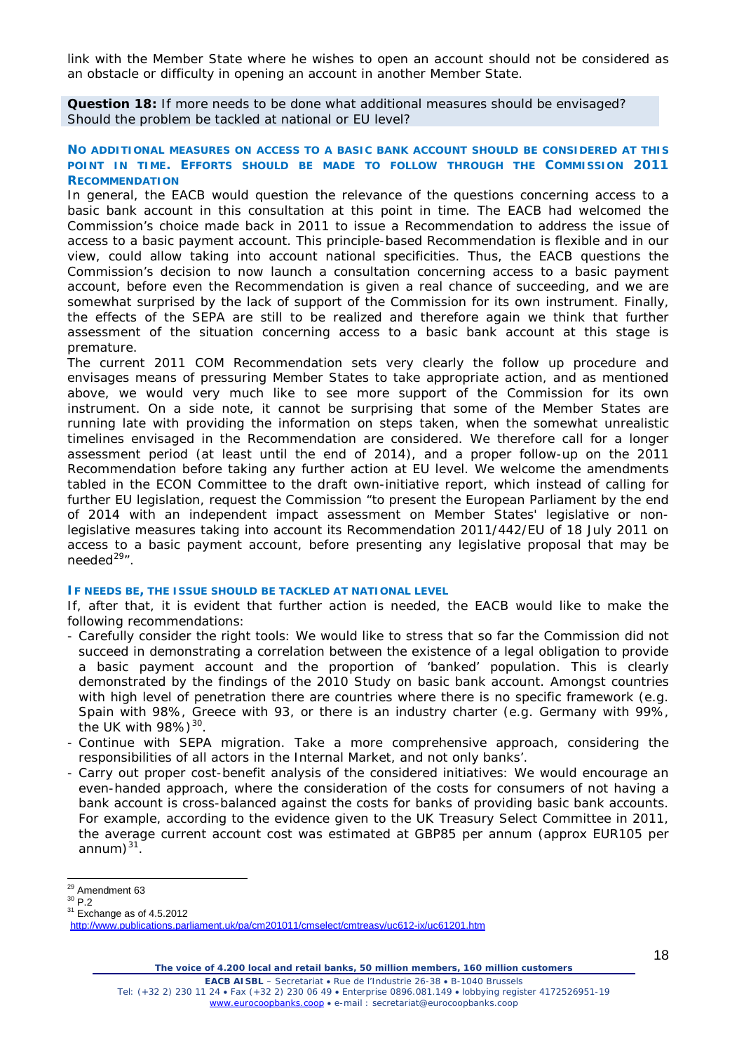link with the Member State where he wishes to open an account should not be considered as an obstacle or difficulty in opening an account in another Member State.

**Question 18:** If more needs to be done what additional measures should be envisaged? Should the problem be tackled at national or EU level?

#### NO ADDITIONAL MEASURES ON ACCESS TO A BASIC BANK ACCOUNT SHOULD BE CONSIDERED AT THIS POINT IN TIME. EFFORTS SHOULD BE MADE TO FOLLOW THROUGH THE COMMISSION 2011 RECOMMENDATION

In general, the EACB would question the relevance of the questions concerning access to a basic bank account in this consultation at this point in time. The EACB had welcomed the Commission's choice made back in 2011 to issue a Recommendation to address the issue of access to a basic payment account. This principle-based Recommendation is flexible and in our view, could allow taking into account national specificities. Thus, the EACB questions the Commission's decision to now launch a consultation concerning access to a basic payment account, before even the Recommendation is given a real chance of succeeding, and we are somewhat surprised by the lack of support of the Commission for its own instrument. Finally, the effects of the SEPA are still to be realized and therefore again we think that further assessment of the situation concerning access to a basic bank account at this stage is premature.

The current 2011 COM Recommendation sets very clearly the follow up procedure and envisages means of pressuring Member States to take appropriate action, and as mentioned above, we would very much like to see more support of the Commission for its own instrument. On a side note, it cannot be surprising that some of the Member States are running late with providing the information on steps taken, when the somewhat unrealistic timelines envisaged in the Recommendation are considered. We therefore call for a longer assessment period (at least until the end of 2014), and a proper follow-up on the 2011 Recommendation before taking any further action at EU level. We welcome the amendments tabled in the ECON Committee to the draft own-initiative report, which instead of calling for further EU legislation, request the Commission "to present the European Parliament by the end of 2014 with an independent impact assessment on Member States' legislative or non-legislative measures taking into account its Recommendation 2011/442/EU of 18 July 2011 on access to a basic payment account, before presenting any legislative proposal that may be needed[29]".

#### IF NEEDS BE, THE ISSUE SHOULD BE TACKLED AT NATIONAL LEVEL

If, after that, it is evident that further action is needed, the EACB would like to make the following recommendations:

- Carefully consider the right tools: We would like to stress that so far the Commission did not succeed in demonstrating a correlation between the existence of a legal obligation to provide a basic payment account and the proportion of 'banked' population. This is clearly demonstrated by the findings of the 2010 Study on basic bank account. Amongst countries with high level of penetration there are countries where there is no specific framework (e.g. Spain with 98%, Greece with 93, or there is an industry charter (e.g. Germany with 99%, the UK with 98%)[30].
- Continue with SEPA migration. Take a more comprehensive approach, considering the responsibilities of all actors in the Internal Market, and not only banks'.
- Carry out proper cost-benefit analysis of the considered initiatives: We would encourage an even-handed approach, where the consideration of the costs for consumers of not having a bank account is cross-balanced against the costs for banks of providing basic bank accounts. For example, according to the evidence given to the UK Treasury Select Committee in 2011, the average current account cost was estimated at GBP85 per annum (approx EUR105 per annum)[31].

---

[29] Amendment 63

[30] P.2

[31] Exchange as of 4.5.2012 http://www.publications.parliament.uk/pa/cm201011/cmselect/cmtreasy/uc612-ix/uc61201.htm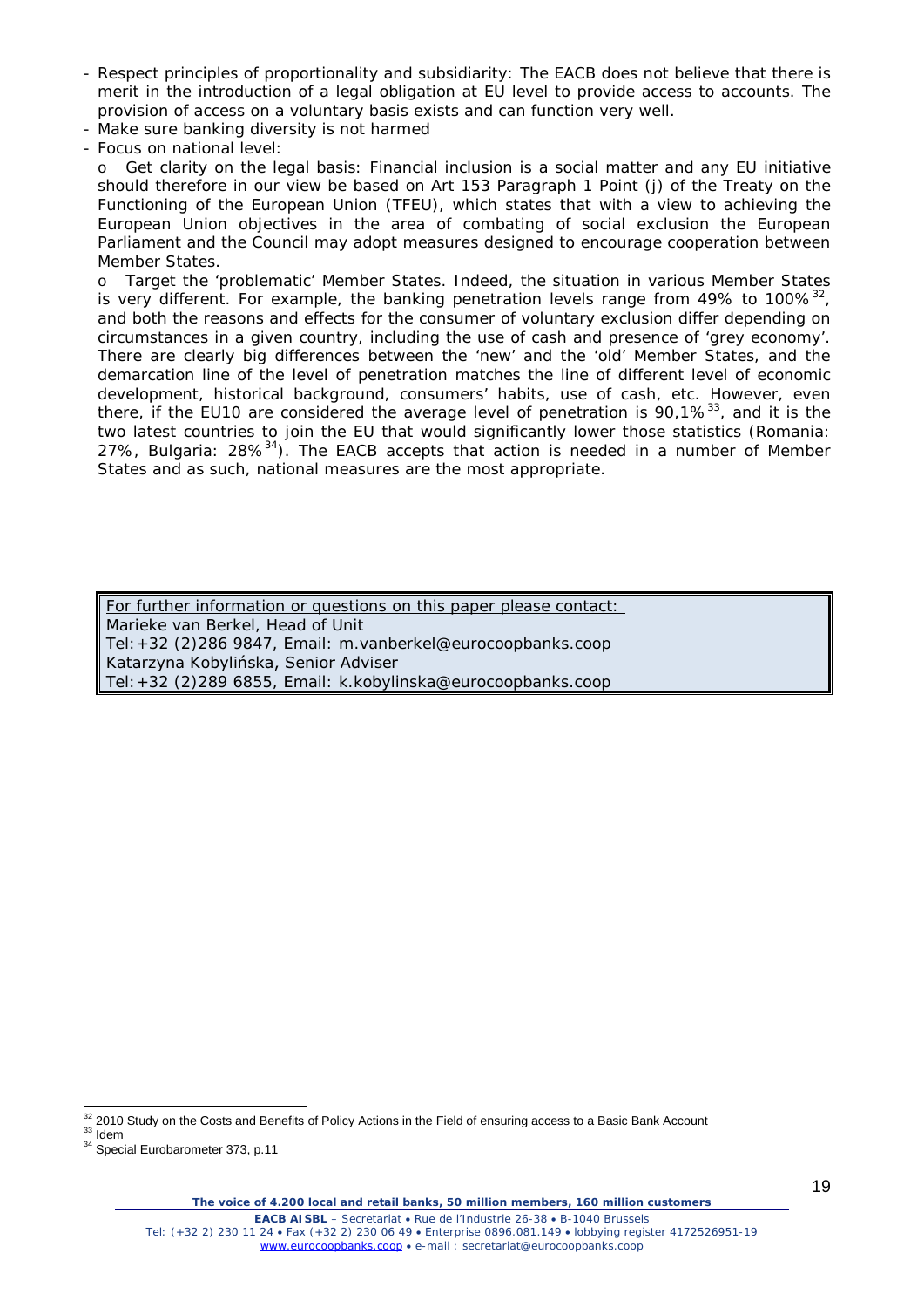- Respect principles of proportionality and subsidiarity: The EACB does not believe that there is merit in the introduction of a legal obligation at EU level to provide access to accounts. The provision of access on a voluntary basis exists and can function very well.
- Make sure banking diversity is not harmed
- Focus on national level:
  - o Get clarity on the legal basis: Financial inclusion is a social matter and any EU initiative should therefore in our view be based on Art 153 Paragraph 1 Point (j) of the Treaty on the Functioning of the European Union (TFEU), which states that with a view to achieving the European Union objectives in the area of combating of social exclusion the European Parliament and the Council may adopt measures designed to encourage cooperation between Member States.
  - o Target the 'problematic' Member States. Indeed, the situation in various Member States is very different. For example, the banking penetration levels range from 49% to 100%[32], and both the reasons and effects for the consumer of voluntary exclusion differ depending on circumstances in a given country, including the use of cash and presence of 'grey economy'. There are clearly big differences between the 'new' and the 'old' Member States, and the demarcation line of the level of penetration matches the line of different level of economic development, historical background, consumers' habits, use of cash, etc. However, even there, if the EU10 are considered the average level of penetration is 90,1%[33], and it is the two latest countries to join the EU that would significantly lower those statistics (Romania: 27%, Bulgaria: 28%[34]). The EACB accepts that action is needed in a number of Member States and as such, national measures are the most appropriate.

<u>For further information or questions on this paper please contact:</u>
Marieke van Berkel, Head of Unit
Tel:+32 (2)286 9847, Email: m.vanberkel@eurocoopbanks.coop
Katarzyna Kobylińska, Senior Adviser
Tel:+32 (2)289 6855, Email: k.kobylinska@eurocoopbanks.coop

[32] 2010 Study on the Costs and Benefits of Policy Actions in the Field of ensuring access to a Basic Bank Account
[33] Idem
[34] Special Eurobarometer 373, p.11